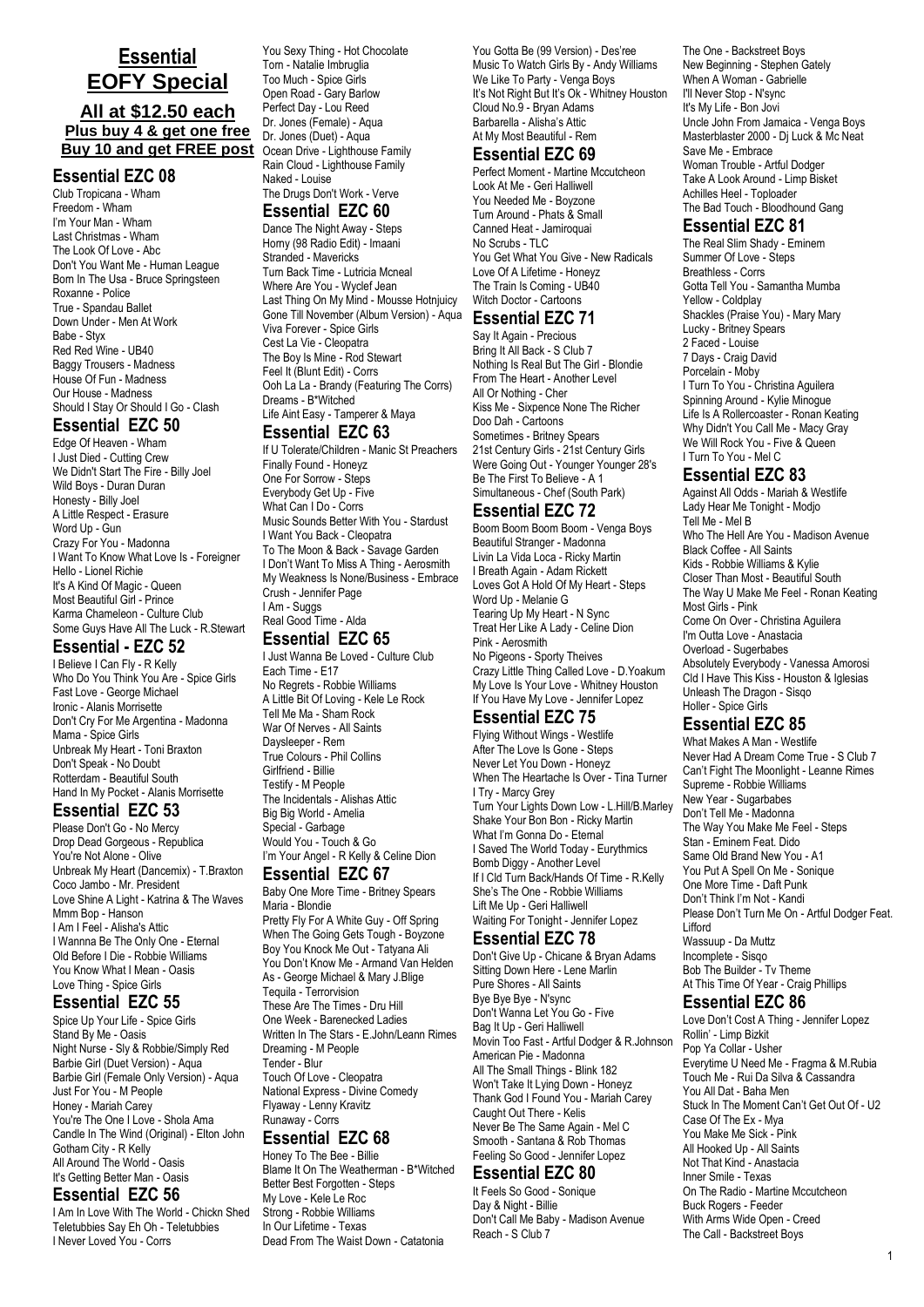# Essential EOFY Special

**All at $12.50 each**
**Plus buy 4 & get one free**
**Buy 10 and get FREE post**

## Essential EZC 08

Club Tropicana - Wham
Freedom - Wham
I'm Your Man - Wham
Last Christmas - Wham
The Look Of Love - Abc
Don't You Want Me - Human League
Born In The Usa - Bruce Springsteen
Roxanne - Police
True - Spandau Ballet
Down Under - Men At Work
Babe - Styx
Red Red Wine - UB40
Baggy Trousers - Madness
House Of Fun - Madness
Our House - Madness
Should I Stay Or Should I Go - Clash

## Essential EZC 50

Edge Of Heaven - Wham
I Just Died - Cutting Crew
We Didn't Start The Fire - Billy Joel
Wild Boys - Duran Duran
Honesty - Billy Joel
A Little Respect - Erasure
Word Up - Gun
Crazy For You - Madonna
I Want To Know What Love Is - Foreigner
Hello - Lionel Richie
It's A Kind Of Magic - Queen
Most Beautiful Girl - Prince
Karma Chameleon - Culture Club
Some Guys Have All The Luck - R.Stewart

## Essential - EZC 52

I Believe I Can Fly - R Kelly
Who Do You Think You Are - Spice Girls
Fast Love - George Michael
Ironic - Alanis Morrisette
Don't Cry For Me Argentina - Madonna
Mama - Spice Girls
Unbreak My Heart - Toni Braxton
Don't Speak - No Doubt
Rotterdam - Beautiful South
Hand In My Pocket - Alanis Morrisette

## Essential EZC 53

Please Don't Go - No Mercy
Drop Dead Gorgeous - Republica
You're Not Alone - Olive
Unbreak My Heart (Dancemix) - T.Braxton
Coco Jambo - Mr. President
Love Shine A Light - Katrina & The Waves
Mmm Bop - Hanson
I Am I Feel - Alisha's Attic
I Wannna Be The Only One - Eternal
Old Before I Die - Robbie Williams
You Know What I Mean - Oasis
Love Thing - Spice Girls

## Essential EZC 55

Spice Up Your Life - Spice Girls
Stand By Me - Oasis
Night Nurse - Sly & Robbie/Simply Red
Barbie Girl (Duet Version) - Aqua
Barbie Girl (Female Only Version) - Aqua
Just For You - M People
Honey - Mariah Carey
You're The One I Love - Shola Ama
Candle In The Wind (Original) - Elton John
Gotham City - R Kelly
All Around The World - Oasis
It's Getting Better Man - Oasis

## Essential EZC 56

I Am In Love With The World - Chickn Shed
Teletubbies Say Eh Oh - Teletubbies
I Never Loved You - Corrs
You Sexy Thing - Hot Chocolate
Torn - Natalie Imbruglia
Too Much - Spice Girls
Open Road - Gary Barlow
Perfect Day - Lou Reed
Dr. Jones (Female) - Aqua
Dr. Jones (Duet) - Aqua
Ocean Drive - Lighthouse Family
Rain Cloud - Lighthouse Family
Naked - Louise
The Drugs Don't Work - Verve

## Essential EZC 60

Dance The Night Away - Steps
Horny (98 Radio Edit) - Imaani
Stranded - Mavericks
Turn Back Time - Lutricia Mcneal
Where Are You - Wyclef Jean
Last Thing On My Mind - Mousse Hotnjuicy
Gone Till November (Album Version) - Aqua
Viva Forever - Spice Girls
Cest La Vie - Cleopatra
The Boy Is Mine - Rod Stewart
Feel It (Blunt Edit) - Corrs
Ooh La La - Brandy (Featuring The Corrs)
Dreams - B*Witched
Life Aint Easy - Tamperer & Maya

## Essential EZC 63

If U Tolerate/Children - Manic St Preachers
Finally Found - Honeyz
One For Sorrow - Steps
Everybody Get Up - Five
What Can I Do - Corrs
Music Sounds Better With You - Stardust
I Want You Back - Cleopatra
To The Moon & Back - Savage Garden
I Don't Want To Miss A Thing - Aerosmith
My Weakness Is None/Business - Embrace
Crush - Jennifer Page
I Am - Suggs
Real Good Time - Alda

## Essential EZC 65

I Just Wanna Be Loved - Culture Club
Each Time - E17
No Regrets - Robbie Williams
A Little Bit Of Loving - Kele Le Rock
Tell Me Ma - Sham Rock
War Of Nerves - All Saints
Daysleeper - Rem
True Colours - Phil Collins
Girlfriend - Billie
Testify - M People
The Incidentals - Alishas Attic
Big Big World - Amelia
Special - Garbage
Would You - Touch & Go
I'm Your Angel - R Kelly & Celine Dion

## Essential EZC 67

Baby One More Time - Britney Spears
Maria - Blondie
Pretty Fly For A White Guy - Off Spring
When The Going Gets Tough - Boyzone
Boy You Knock Me Out - Tatyana Ali
You Don't Know Me - Armand Van Helden
As - George Michael & Mary J.Blige
Tequila - Terrorvision
These Are The Times - Dru Hill
One Week - Barenecked Ladies
Written In The Stars - E.John/Leann Rimes
Dreaming - M People
Tender - Blur
Touch Of Love - Cleopatra
National Express - Divine Comedy
Flyaway - Lenny Kravitz
Runaway - Corrs

## Essential EZC 68

Honey To The Bee - Billie
Blame It On The Weatherman - B*Witched
Better Best Forgotten - Steps
My Love - Kele Le Roc
Strong - Robbie Williams
In Our Lifetime - Texas
Dead From The Waist Down - Catatonia
You Gotta Be (99 Version) - Des'ree
Music To Watch Girls By - Andy Williams
We Like To Party - Venga Boys
It's Not Right But It's Ok - Whitney Houston
Cloud No.9 - Bryan Adams
Barbarella - Alisha's Attic
At My Most Beautiful - Rem

## Essential EZC 69

Perfect Moment - Martine Mccutcheon
Look At Me - Geri Halliwell
You Needed Me - Boyzone
Turn Around - Phats & Small
Canned Heat - Jamiroquai
No Scrubs - TLC
You Get What You Give - New Radicals
Love Of A Lifetime - Honeyz
The Train Is Coming - UB40
Witch Doctor - Cartoons

## Essential EZC 71

Say It Again - Precious
Bring It All Back - S Club 7
Nothing Is Real But The Girl - Blondie
From The Heart - Another Level
All Or Nothing - Cher
Kiss Me - Sixpence None The Richer
Doo Dah - Cartoons
Sometimes - Britney Spears
21st Century Girls - 21st Century Girls
Were Going Out - Younger Younger 28's
Be The First To Believe - A 1
Simultaneous - Chef (South Park)

## Essential EZC 72

Boom Boom Boom Boom - Venga Boys
Beautiful Stranger - Madonna
Livin La Vida Loca - Ricky Martin
I Breath Again - Adam Rickett
Loves Got A Hold Of My Heart - Steps
Word Up - Melanie G
Tearing Up My Heart - N Sync
Treat Her Like A Lady - Celine Dion
Pink - Aerosmith
No Pigeons - Sporty Theives
Crazy Little Thing Called Love - D.Yoakum
My Love Is Your Love - Whitney Houston
If You Have My Love - Jennifer Lopez

## Essential EZC 75

Flying Without Wings - Westlife
After The Love Is Gone - Steps
Never Let You Down - Honeyz
When The Heartache Is Over - Tina Turner
I Try - Marcy Grey
Turn Your Lights Down Low - L.Hill/B.Marley
Shake Your Bon Bon - Ricky Martin
What I'm Gonna Do - Eternal
I Saved The World Today - Eurythmics
Bomb Diggy - Another Level
If I Cld Turn Back/Hands Of Time - R.Kelly
She's The One - Robbie Williams
Lift Me Up - Geri Halliwell
Waiting For Tonight - Jennifer Lopez

## Essential EZC 78

Don't Give Up - Chicane & Bryan Adams
Sitting Down Here - Lene Marlin
Pure Shores - All Saints
Bye Bye Bye - N'sync
Don't Wanna Let You Go - Five
Bag It Up - Geri Halliwell
Movin Too Fast - Artful Dodger & R.Johnson
American Pie - Madonna
All The Small Things - Blink 182
Won't Take It Lying Down - Honeyz
Thank God I Found You - Mariah Carey
Caught Out There - Kelis
Never Be The Same Again - Mel C
Smooth - Santana & Rob Thomas
Feeling So Good - Jennifer Lopez

## Essential EZC 80

It Feels So Good - Sonique
Day & Night - Billie
Don't Call Me Baby - Madison Avenue
Reach - S Club 7
The One - Backstreet Boys
New Beginning - Stephen Gately
When A Woman - Gabrielle
I'll Never Stop - N'sync
It's My Life - Bon Jovi
Uncle John From Jamaica - Venga Boys
Masterblaster 2000 - Dj Luck & Mc Neat
Save Me - Embrace
Woman Trouble - Artful Dodger
Take A Look Around - Limp Bisket
Achilles Heel - Toploader
The Bad Touch - Bloodhound Gang

## Essential EZC 81

The Real Slim Shady - Eminem
Summer Of Love - Steps
Breathless - Corrs
Gotta Tell You - Samantha Mumba
Yellow - Coldplay
Shackles (Praise You) - Mary Mary
Lucky - Britney Spears
2 Faced - Louise
7 Days - Craig David
Porcelain - Moby
I Turn To You - Christina Aguilera
Spinning Around - Kylie Minogue
Life Is A Rollercoaster - Ronan Keating
Why Didn't You Call Me - Macy Gray
We Will Rock You - Five & Queen
I Turn To You - Mel C

## Essential EZC 83

Against All Odds - Mariah & Westlife
Lady Hear Me Tonight - Modjo
Tell Me - Mel B
Who The Hell Are You - Madison Avenue
Black Coffee - All Saints
Kids - Robbie Williams & Kylie
Closer Than Most - Beautiful South
The Way U Make Me Feel - Ronan Keating
Most Girls - Pink
Come On Over - Christina Aguilera
I'm Outta Love - Anastacia
Overload - Sugerbabes
Absolutely Everybody - Vanessa Amorosi
Cld I Have This Kiss - Houston & Iglesias
Unleash The Dragon - Sisqo
Holler - Spice Girls

## Essential EZC 85

What Makes A Man - Westlife
Never Had A Dream Come True - S Club 7
Can't Fight The Moonlight - Leanne Rimes
Supreme - Robbie Williams
New Year - Sugarbabes
Don't Tell Me - Madonna
The Way You Make Me Feel - Steps
Stan - Eminem Feat. Dido
Same Old Brand New You - A1
You Put A Spell On Me - Sonique
One More Time - Daft Punk
Don't Think I'm Not - Kandi
Please Don't Turn Me On - Artful Dodger Feat. Lifford
Wassuup - Da Muttz
Incomplete - Sisqo
Bob The Builder - Tv Theme
At This Time Of Year - Craig Phillips

## Essential EZC 86

Love Don't Cost A Thing - Jennifer Lopez
Rollin' - Limp Bizkit
Pop Ya Collar - Usher
Everytime U Need Me - Fragma & M.Rubia
Touch Me - Rui Da Silva & Cassandra
You All Dat - Baha Men
Stuck In The Moment Can't Get Out Of - U2
Case Of The Ex - Mya
You Make Me Sick - Pink
All Hooked Up - All Saints
Not That Kind - Anastacia
Inner Smile - Texas
On The Radio - Martine Mccutcheon
Buck Rogers - Feeder
With Arms Wide Open - Creed
The Call - Backstreet Boys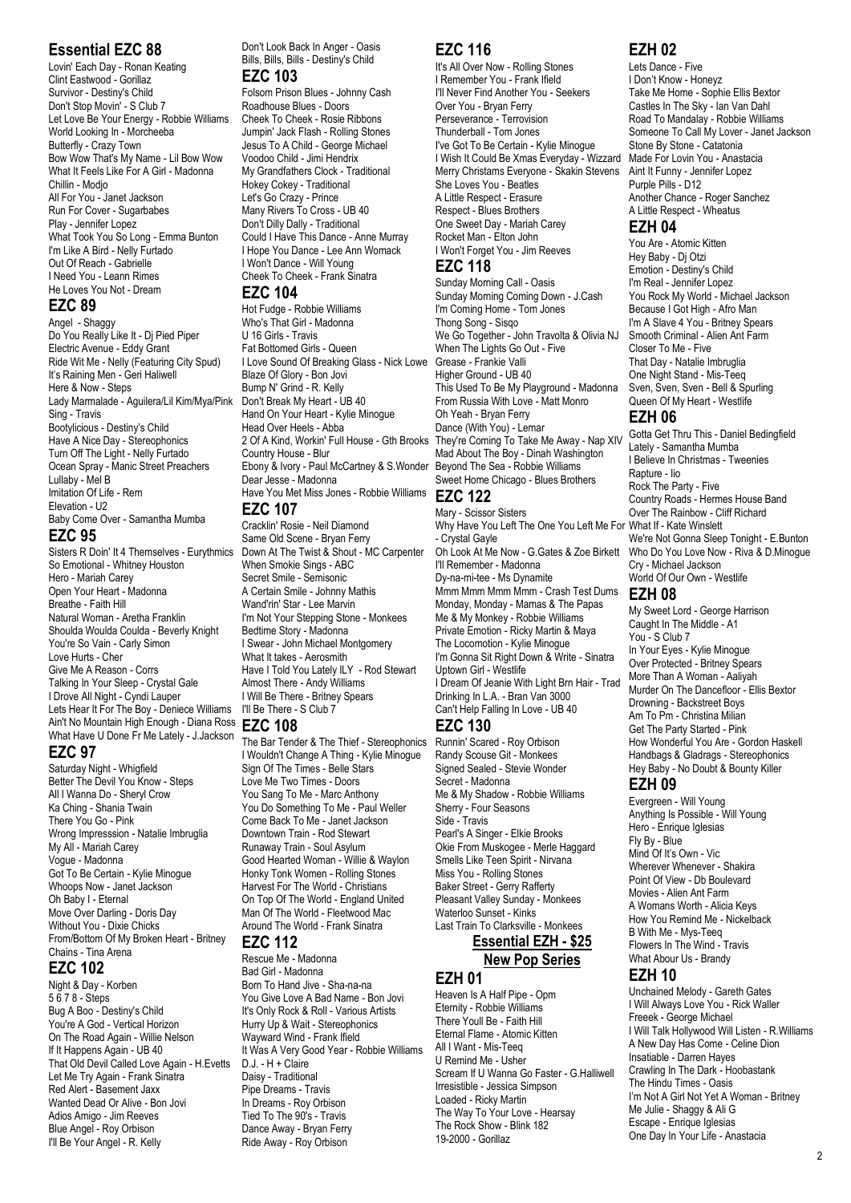## Essential EZC 88

Lovin' Each Day - Ronan Keating
Clint Eastwood - Gorillaz
Survivor - Destiny's Child
Don't Stop Movin' - S Club 7
Let Love Be Your Energy - Robbie Williams
World Looking In - Morcheeba
Butterfly - Crazy Town
Bow Wow That's My Name - Lil Bow Wow
What It Feels Like For A Girl - Madonna
Chillin - Modjo
All For You - Janet Jackson
Run For Cover - Sugarbabes
Play - Jennifer Lopez
What Took You So Long - Emma Bunton
I'm Like A Bird - Nelly Furtado
Out Of Reach - Gabrielle
I Need You - Leann Rimes
He Loves You Not - Dream

## EZC 89

Angel - Shaggy
Do You Really Like It - Dj Pied Piper
Electric Avenue - Eddy Grant
Ride Wit Me - Nelly (Featuring City Spud)
It's Raining Men - Geri Haliwell
Here & Now - Steps
Lady Marmalade - Aguilera/Lil Kim/Mya/Pink
Sing - Travis
Bootylicious - Destiny's Child
Have A Nice Day - Stereophonics
Turn Off The Light - Nelly Furtado
Ocean Spray - Manic Street Preachers
Lullaby - Mel B
Imitation Of Life - Rem
Elevation - U2
Baby Come Over - Samantha Mumba

## EZC 95

Sisters R Doin' It 4 Themselves - Eurythmics
So Emotional - Whitney Houston
Hero - Mariah Carey
Open Your Heart - Madonna
Breathe - Faith Hill
Natural Woman - Aretha Franklin
Shoulda Woulda Coulda - Beverly Knight
You're So Vain - Carly Simon
Love Hurts - Cher
Give Me A Reason - Corrs
Talking In Your Sleep - Crystal Gale
I Drove All Night - Cyndi Lauper
Lets Hear It For The Boy - Deniece Williams
Ain't No Mountain High Enough - Diana Ross
What Have U Done Fr Me Lately - J.Jackson

## EZC 97

Saturday Night - Whigfield
Better The Devil You Know - Steps
All I Wanna Do - Sheryl Crow
Ka Ching - Shania Twain
There You Go - Pink
Wrong Impresssion - Natalie Imbruglia
My All - Mariah Carey
Vogue - Madonna
Got To Be Certain - Kylie Minogue
Whoops Now - Janet Jackson
Oh Baby I - Eternal
Move Over Darling - Doris Day
Without You - Dixie Chicks
From/Bottom Of My Broken Heart - Britney
Chains - Tina Arena

## EZC 102

Night & Day - Korben
5 6 7 8 - Steps
Bug A Boo - Destiny's Child
You're A God - Vertical Horizon
On The Road Again - Willie Nelson
If It Happens Again - UB 40
That Old Devil Called Love Again - H.Evetts
Let Me Try Again - Frank Sinatra
Red Alert - Basement Jaxx
Wanted Dead Or Alive - Bon Jovi
Adios Amigo - Jim Reeves
Blue Angel - Roy Orbison
I'll Be Your Angel - R. Kelly
Don't Look Back In Anger - Oasis
Bills, Bills, Bills - Destiny's Child

## EZC 103

Folsom Prison Blues - Johnny Cash
Roadhouse Blues - Doors
Cheek To Cheek - Rosie Ribbons
Jumpin' Jack Flash - Rolling Stones
Jesus To A Child - George Michael
Voodoo Child - Jimi Hendrix
My Grandfathers Clock - Traditional
Hokey Cokey - Traditional
Let's Go Crazy - Prince
Many Rivers To Cross - UB 40
Don't Dilly Dally - Traditional
Could I Have This Dance - Anne Murray
I Hope You Dance - Lee Ann Womack
I Won't Dance - Will Young
Cheek To Cheek - Frank Sinatra

## EZC 104

Hot Fudge - Robbie Williams
Who's That Girl - Madonna
U 16 Girls - Travis
Fat Bottomed Girls - Queen
I Love Sound Of Breaking Glass - Nick Lowe
Blaze Of Glory - Bon Jovi
Bump N' Grind - R. Kelly
Don't Break My Heart - UB 40
Hand On Your Heart - Kylie Minogue
Head Over Heels - Abba
2 Of A Kind, Workin' Full House - Gth Brooks
Country House - Blur
Ebony & Ivory - Paul McCartney & S.Wonder
Dear Jesse - Madonna
Have You Met Miss Jones - Robbie Williams

## EZC 107

Cracklin' Rosie - Neil Diamond
Same Old Scene - Bryan Ferry
Down At The Twist & Shout - MC Carpenter
When Smokie Sings - ABC
Secret Smile - Semisonic
A Certain Smile - Johnny Mathis
Wand'rin' Star - Lee Marvin
I'm Not Your Stepping Stone - Monkees
Bedtime Story - Madonna
I Swear - John Michael Montgomery
What It takes - Aerosmith
Have I Told You Lately ILY - Rod Stewart
Almost There - Andy Williams
I Will Be There - Britney Spears
I'll Be There - S Club 7

## EZC 108

The Bar Tender & The Thief - Stereophonics
I Wouldn't Change A Thing - Kylie Minogue
Sign Of The Times - Belle Stars
Love Me Two Times - Doors
You Sang To Me - Marc Anthony
You Do Something To Me - Paul Weller
Come Back To Me - Janet Jackson
Downtown Train - Rod Stewart
Runaway Train - Soul Asylum
Good Hearted Woman - Willie & Waylon
Honky Tonk Women - Rolling Stones
Harvest For The World - Christians
On Top Of The World - England United
Man Of The World - Fleetwood Mac
Around The World - Frank Sinatra

## EZC 112

Rescue Me - Madonna
Bad Girl - Madonna
Born To Hand Jive - Sha-na-na
You Give Love A Bad Name - Bon Jovi
It's Only Rock & Roll - Various Artists
Hurry Up & Wait - Stereophonics
Wayward Wind - Frank Ifield
It Was A Very Good Year - Robbie Williams
D.J. - H + Claire
Daisy - Traditional
Pipe Dreams - Travis
In Dreams - Roy Orbison
Tied To The 90's - Travis
Dance Away - Bryan Ferry
Ride Away - Roy Orbison

## EZC 116

It's All Over Now - Rolling Stones
I Remember You - Frank Ifield
I'll Never Find Another You - Seekers
Over You - Bryan Ferry
Perseverance - Terrovision
Thunderball - Tom Jones
I've Got To Be Certain - Kylie Minogue
I Wish It Could Be Xmas Everyday - Wizzard
Merry Christams Everyone - Skakin Stevens
She Loves You - Beatles
A Little Respect - Erasure
Respect - Blues Brothers
One Sweet Day - Mariah Carey
Rocket Man - Elton John
I Won't Forget You - Jim Reeves

## EZC 118

Sunday Morning Call - Oasis
Sunday Morning Coming Down - J.Cash
I'm Coming Home - Tom Jones
Thong Song - Sisqo
We Go Together - John Travolta & Olivia NJ
When The Lights Go Out - Five
Grease - Frankie Valli
Higher Ground - UB 40
This Used To Be My Playground - Madonna
From Russia With Love - Matt Monro
Oh Yeah - Bryan Ferry
Dance (With You) - Lemar
They're Coming To Take Me Away - Nap XIV
Mad About The Boy - Dinah Washington
Beyond The Sea - Robbie Williams
Sweet Home Chicago - Blues Brothers

## EZC 122

Mary - Scissor Sisters
Why Have You Left The One You Left Me For - Crystal Gayle
Oh Look At Me Now - G.Gates & Zoe Birkett
I'll Remember - Madonna
Dy-na-mi-tee - Ms Dynamite
Mmm Mmm Mmm Mmm - Crash Test Dums
Monday, Monday - Mamas & The Papas
Me & My Monkey - Robbie Williams
Private Emotion - Ricky Martin & Maya
The Locomotion - Kylie Minogue
I'm Gonna Sit Right Down & Write - Sinatra
Uptown Girl - Westlife
I Dream Of Jeanie With Light Brn Hair - Trad
Drinking In L.A. - Bran Van 3000
Can't Help Falling In Love - UB 40

## EZC 130

Runnin' Scared - Roy Orbison
Randy Scouse Git - Monkees
Signed Sealed - Stevie Wonder
Secret - Madonna
Me & My Shadow - Robbie Williams
Sherry - Four Seasons
Side - Travis
Pearl's A Singer - Elkie Brooks
Okie From Muskogee - Merle Haggard
Smells Like Teen Spirit - Nirvana
Miss You - Rolling Stones
Baker Street - Gerry Rafferty
Pleasant Valley Sunday - Monkees
Waterloo Sunset - Kinks
Last Train To Clarksville - Monkees

# Essential EZH - $25

# New Pop Series

## EZH 01

Heaven Is A Half Pipe - Opm
Eternity - Robbie Williams
There Youll Be - Faith Hill
Eternal Flame - Atomic Kitten
All I Want - Mis-Teeq
U Remind Me - Usher
Scream If U Wanna Go Faster - G.Halliwell
Irresistible - Jessica Simpson
Loaded - Ricky Martin
The Way To Your Love - Hearsay
The Rock Show - Blink 182
19-2000 - Gorillaz

## EZH 02

Lets Dance - Five
I Don't Know - Honeyz
Take Me Home - Sophie Ellis Bextor
Castles In The Sky - Ian Van Dahl
Road To Mandalay - Robbie Williams
Someone To Call My Lover - Janet Jackson
Stone By Stone - Catatonia
Made For Lovin You - Anastacia
Aint It Funny - Jennifer Lopez
Purple Pills - D12
Another Chance - Roger Sanchez
A Little Respect - Wheatus

## EZH 04

You Are - Atomic Kitten
Hey Baby - Dj Otzi
Emotion - Destiny's Child
I'm Real - Jennifer Lopez
You Rock My World - Michael Jackson
Because I Got High - Afro Man
I'm A Slave 4 You - Britney Spears
Smooth Criminal - Alien Ant Farm
Closer To Me - Five
That Day - Natalie Imbruglia
One Night Stand - Mis-Teeq
Sven, Sven, Sven - Bell & Spurling
Queen Of My Heart - Westlife

## EZH 06

Gotta Get Thru This - Daniel Bedingfield
Lately - Samantha Mumba
I Believe In Christmas - Tweenies
Rapture - Iio
Rock The Party - Five
Country Roads - Hermes House Band
Over The Rainbow - Cliff Richard
What If - Kate Winslett
We're Not Gonna Sleep Tonight - E.Bunton
Who Do You Love Now - Riva & D.Minogue
Cry - Michael Jackson
World Of Our Own - Westlife

## EZH 08

My Sweet Lord - George Harrison
Caught In The Middle - A1
You - S Club 7
In Your Eyes - Kylie Minogue
Over Protected - Britney Spears
More Than A Woman - Aaliyah
Murder On The Dancefloor - Ellis Bextor
Drowning - Backstreet Boys
Am To Pm - Christina Milian
Get The Party Started - Pink
How Wonderful You Are - Gordon Haskell
Handbags & Gladrags - Stereophonics
Hey Baby - No Doubt & Bounty Killer

## EZH 09

Evergreen - Will Young
Anything Is Possible - Will Young
Hero - Enrique Iglesias
Fly By - Blue
Mind Of It's Own - Vic
Wherever Whenever - Shakira
Point Of View - Db Boulevard
Movies - Alien Ant Farm
A Womans Worth - Alicia Keys
How You Remind Me - Nickelback
B With Me - Mys-Teeq
Flowers In The Wind - Travis
What Abour Us - Brandy

## EZH 10

Unchained Melody - Gareth Gates
I Will Always Love You - Rick Waller
Freeek - George Michael
I Will Talk Hollywood Will Listen - R.Williams
A New Day Has Come - Celine Dion
Insatiable - Darren Hayes
Crawling In The Dark - Hoobastank
The Hindu Times - Oasis
I'm Not A Girl Not Yet A Woman - Britney
Me Julie - Shaggy & Ali G
Escape - Enrique Iglesias
One Day In Your Life - Anastacia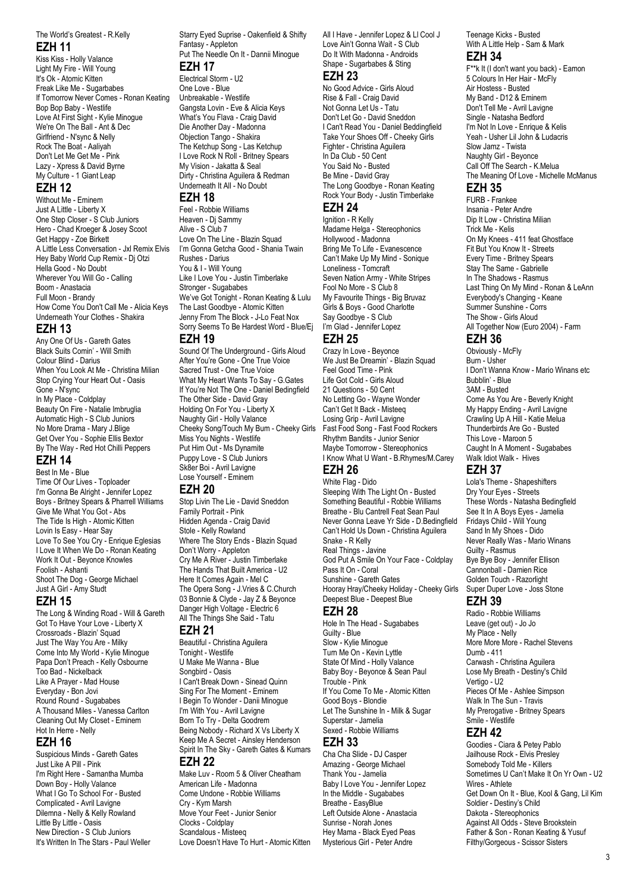The World's Greatest - R.Kelly

## EZH 11

Kiss Kiss - Holly Valance
Light My Fire - Will Young
It's Ok - Atomic Kitten
Freak Like Me - Sugarbabes
If Tomorrow Never Comes - Ronan Keating
Bop Bop Baby - Westlife
Love At First Sight - Kylie Minogue
We're On The Ball - Ant & Dec
Girlfriend - N'sync & Nelly
Rock The Boat - Aaliyah
Don't Let Me Get Me - Pink
Lazy - Xpress & David Byrne
My Culture - 1 Giant Leap

## EZH 12

Without Me - Eminem
Just A Little - Liberty X
One Step Closer - S Club Juniors
Hero - Chad Kroeger & Josey Scoot
Get Happy - Zoe Birkett
A Little Less Conversation - Jxl Remix Elvis
Hey Baby World Cup Remix - Dj Otzi
Hella Good - No Doubt
Wherever You Will Go - Calling
Boom - Anastacia
Full Moon - Brandy
How Come You Don't Call Me - Alicia Keys
Underneath Your Clothes - Shakira

## EZH 13

Any One Of Us - Gareth Gates
Black Suits Comin' - Will Smith
Colour Blind - Darius
When You Look At Me - Christina Milian
Stop Crying Your Heart Out - Oasis
Gone - N'sync
In My Place - Coldplay
Beauty On Fire - Natalie Imbruglia
Automatic High - S Club Juniors
No More Drama - Mary J.Blige
Get Over You - Sophie Ellis Bextor
By The Way - Red Hot Chilli Peppers

## EZH 14

Best In Me - Blue
Time Of Our Lives - Toploader
I'm Gonna Be Alright - Jennifer Lopez
Boys - Britney Spears & Pharrell Williams
Give Me What You Got - Abs
The Tide Is High - Atomic Kitten
Lovin Is Easy - Hear Say
Love To See You Cry - Enrique Eglesias
I Love It When We Do - Ronan Keating
Work It Out - Beyonce Knowles
Foolish - Ashanti
Shoot The Dog - George Michael
Just A Girl - Amy Studt

## EZH 15

The Long & Winding Road - Will & Gareth
Got To Have Your Love - Liberty X
Crossroads - Blazin' Squad
Just The Way You Are - Milky
Come Into My World - Kylie Minogue
Papa Don't Preach - Kelly Osbourne
Too Bad - Nickelback
Like A Prayer - Mad House
Everyday - Bon Jovi
Round Round - Sugababes
A Thousand Miles - Vanessa Carlton
Cleaning Out My Closet - Eminem
Hot In Herre - Nelly

## EZH 16

Suspicious Minds - Gareth Gates
Just Like A Pill - Pink
I'm Right Here - Samantha Mumba
Down Boy - Holly Valance
What I Go To School For - Busted
Complicated - Avril Lavigne
Dilemna - Nelly & Kelly Rowland
Little By Little - Oasis
New Direction - S Club Juniors
It's Written In The Stars - Paul Weller
Starry Eyed Suprise - Oakenfield & Shifty
Fantasy - Appleton
Put The Needle On It - Dannii Minogue

## EZH 17

Electrical Storm - U2
One Love - Blue
Unbreakable - Westlife
Gangsta Lovin - Eve & Alicia Keys
What's You Flava - Craig David
Die Another Day - Madonna
Objection Tango - Shakira
The Ketchup Song - Las Ketchup
I Love Rock N Roll - Britney Spears
My Vision - Jakatta & Seal
Dirty - Christina Aguilera & Redman
Underneath It All - No Doubt

## EZH 18

Feel - Robbie Williams
Heaven - Dj Sammy
Alive - S Club 7
Love On The Line - Blazin Squad
I'm Gonna Getcha Good - Shania Twain
Rushes - Darius
You & I - Will Young
Like I Love You - Justin Timberlake
Stronger - Sugababes
We've Got Tonight - Ronan Keating & Lulu
The Last Goodbye - Atomic Kitten
Jenny From The Block - J-Lo Feat Nox
Sorry Seems To Be Hardest Word - Blue/Ej

## EZH 19

Sound Of The Underground - Girls Aloud
After You're Gone - One True Voice
Sacred Trust - One True Voice
What My Heart Wants To Say - G.Gates
If You're Not The One - Daniel Bedingfield
The Other Side - David Gray
Holding On For You - Liberty X
Naughty Girl - Holly Valance
Cheeky Song/Touch My Bum - Cheeky Girls
Miss You Nights - Westlife
Put Him Out - Ms Dynamite
Puppy Love - S Club Juniors
Sk8er Boi - Avril Lavigne
Lose Yourself - Eminem

## EZH 20

Stop Livin The Lie - David Sneddon
Family Portrait - Pink
Hidden Agenda - Craig David
Stole - Kelly Rowland
Where The Story Ends - Blazin Squad
Don't Worry - Appleton
Cry Me A River - Justin Timberlake
The Hands That Built America - U2
Here It Comes Again - Mel C
The Opera Song - J.Vries & C.Church
03 Bonnie & Clyde - Jay Z & Beyonce
Danger High Voltage - Electric 6
All The Things She Said - Tatu

## EZH 21

Beautiful - Christina Aguilera
Tonight - Westlife
U Make Me Wanna - Blue
Songbird - Oasis
I Can't Break Down - Sinead Quinn
Sing For The Moment - Eminem
I Begin To Wonder - Danii Minogue
I'm With You - Avril Lavigne
Born To Try - Delta Goodrem
Being Nobody - Richard X Vs Liberty X
Keep Me A Secret - Ainsley Henderson
Spirit In The Sky - Gareth Gates & Kumars

## EZH 22

Make Luv - Room 5 & Oliver Cheatham
American Life - Madonna
Come Undone - Robbie Williams
Cry - Kym Marsh
Move Your Feet - Junior Senior
Clocks - Coldplay
Scandalous - Misteeq
Love Doesn't Have To Hurt - Atomic Kitten
All I Have - Jennifer Lopez & Ll Cool J
Love Ain't Gonna Wait - S Club
Do It With Madonna - Androids
Shape - Sugarbabes & Sting

## EZH 23

No Good Advice - Girls Aloud
Rise & Fall - Craig David
Not Gonna Let Us - Tatu
Don't Let Go - David Sneddon
I Can't Read You - Daniel Beddingfield
Take Your Shoes Off - Cheeky Girls
Fighter - Christina Aguilera
In Da Club - 50 Cent
You Said No - Busted
Be Mine - David Gray
The Long Goodbye - Ronan Keating
Rock Your Body - Justin Timberlake

## EZH 24

Ignition - R Kelly
Madame Helga - Stereophonics
Hollywood - Madonna
Bring Me To Life - Evanescence
Can't Make Up My Mind - Sonique
Loneliness - Tomcraft
Seven Nation Army - White Stripes
Fool No More - S Club 8
My Favourite Things - Big Bruvaz
Girls & Boys - Good Charlotte
Say Goodbye - S Club
I'm Glad - Jennifer Lopez

## EZH 25

Crazy In Love - Beyonce
We Just Be Dreamin' - Blazin Squad
Feel Good Time - Pink
Life Got Cold - Girls Aloud
21 Questions - 50 Cent
No Letting Go - Wayne Wonder
Can't Get It Back - Misteeq
Losing Grip - Avril Lavigne
Fast Food Song - Fast Food Rockers
Rhythm Bandits - Junior Senior
Maybe Tomorrow - Stereophonics
I Know What U Want - B.Rhymes/M.Carey

## EZH 26

White Flag - Dido
Sleeping With The Light On - Busted
Something Beautiful - Robbie Williams
Breathe - Blu Cantrell Feat Sean Paul
Never Gonna Leave Yr Side - D.Bedingfield
Can't Hold Us Down - Christina Aguilera
Snake - R Kelly
Real Things - Javine
God Put A Smile On Your Face - Coldplay
Pass It On - Coral
Sunshine - Gareth Gates
Hooray Hray/Cheeky Holiday - Cheeky Girls
Deepest Blue - Deepest Blue

## EZH 28

Hole In The Head - Sugababes
Guilty - Blue
Slow - Kylie Minogue
Turn Me On - Kevin Lyttle
State Of Mind - Holly Valance
Baby Boy - Beyonce & Sean Paul
Trouble - Pink
If You Come To Me - Atomic Kitten
Good Boys - Blondie
Let The Sunshine In - Milk & Sugar
Superstar - Jamelia
Sexed - Robbie Williams

## EZH 33

Cha Cha Slide - DJ Casper
Amazing - George Michael
Thank You - Jamelia
Baby I Love You - Jennifer Lopez
In the Middle - Sugababes
Breathe - EasyBlue
Left Outside Alone - Anastacia
Sunrise - Norah Jones
Hey Mama - Black Eyed Peas
Mysterious Girl - Peter Andre
Teenage Kicks - Busted
With A Little Help - Sam & Mark

## EZH 34

F**k It (I don't want you back) - Eamon
5 Colours In Her Hair - McFly
Air Hostess - Busted
My Band - D12 & Eminem
Don't Tell Me - Avril Lavigne
Single - Natasha Bedford
I'm Not In Love - Enrique & Kelis
Yeah - Usher Lil John & Ludacris
Slow Jamz - Twista
Naughty Girl - Beyonce
Call Off The Search - K.Melua
The Meaning Of Love - Michelle McManus

## EZH 35

FURB - Frankee
Insania - Peter Andre
Dip It Low - Christina Milian
Trick Me - Kelis
On My Knees - 411 feat Ghostface
Fit But You Know It - Streets
Every Time - Britney Spears
Stay The Same - Gabrielle
In The Shadows - Rasmus
Last Thing On My Mind - Ronan & LeAnn
Everybody's Changing - Keane
Summer Sunshine - Corrs
The Show - Girls Aloud
All Together Now (Euro 2004) - Farm

## EZH 36

Obviously - McFly
Burn - Usher
I Don't Wanna Know - Mario Winans etc
Bubblin' - Blue
3AM - Busted
Come As You Are - Beverly Knight
My Happy Ending - Avril Lavigne
Crawling Up A Hill - Katie Melua
Thunderbirds Are Go - Busted
This Love - Maroon 5
Caught In A Moment - Sugababes
Walk Idiot Walk - Hives

## EZH 37

Lola's Theme - Shapeshifters
Dry Your Eyes - Streets
These Words - Natasha Bedingfield
See It In A Boys Eyes - Jamelia
Fridays Child - Will Young
Sand In My Shoes - Dido
Never Really Was - Mario Winans
Guilty - Rasmus
Bye Bye Boy - Jennifer Ellison
Cannonball - Damien Rice
Golden Touch - Razorlight
Super Duper Love - Joss Stone

## EZH 39

Radio - Robbie Williams
Leave (get out) - Jo Jo
My Place - Nelly
More More More - Rachel Stevens
Dumb - 411
Carwash - Christina Aguilera
Lose My Breath - Destiny's Child
Vertigo - U2
Pieces Of Me - Ashlee Simpson
Walk In The Sun - Travis
My Prerogative - Britney Spears
Smile - Westlife

## EZH 42

Goodies - Ciara & Petey Pablo
Jailhouse Rock - Elvis Presley
Somebody Told Me - Killers
Sometimes U Can't Make It On Yr Own - U2
Wires - Athlete
Get Down On It - Blue, Kool & Gang, Lil Kim
Soldier - Destiny's Child
Dakota - Stereophonics
Against All Odds - Steve Brookstein
Father & Son - Ronan Keating & Yusuf
Filthy/Gorgeous - Scissor Sisters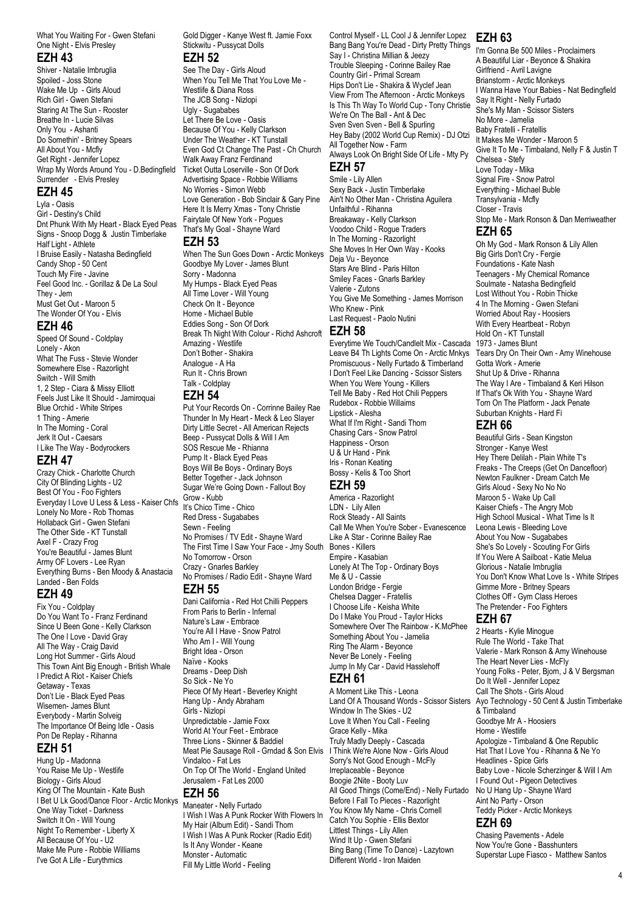What You Waiting For - Gwen Stefani
One Night - Elvis Presley

## EZH 43

Shiver - Natalie Imbruglia
Spoiled - Joss Stone
Wake Me Up - Girls Aloud
Rich Girl - Gwen Stefani
Staring At The Sun - Rooster
Breathe In - Lucie Silvas
Only You - Ashanti
Do Somethin' - Britney Spears
All About You - Mcfly
Get Right - Jennifer Lopez
Wrap My Words Around You - D.Bedingfield
Surrender - Elvis Presley

## EZH 45

Lyla - Oasis
Girl - Destiny's Child
Dnt Phunk With My Heart - Black Eyed Peas
Signs - Snoop Dogg & Justin Timberlake
Half Light - Athlete
I Bruise Easily - Natasha Bedingfield
Candy Shop - 50 Cent
Touch My Fire - Javine
Feel Good Inc. - Gorillaz & De La Soul
They - Jem
Must Get Out - Maroon 5
The Wonder Of You - Elvis

## EZH 46

Speed Of Sound - Coldplay
Lonely - Akon
What The Fuss - Stevie Wonder
Somewhere Else - Razorlight
Switch - Will Smith
1, 2 Step - Ciara & Missy Elliott
Feels Just Like It Should - Jamiroquai
Blue Orchid - White Stripes
1 Thing - Amerie
In The Morning - Coral
Jerk It Out - Caesars
I Like The Way - Bodyrockers

## EZH 47

Crazy Chick - Charlotte Church
City Of Blinding Lights - U2
Best Of You - Foo Fighters
Everyday I Love U Less & Less - Kaiser Chfs
Lonely No More - Rob Thomas
Hollaback Girl - Gwen Stefani
The Other Side - KT Tunstall
Axel F - Crazy Frog
You're Beautiful - James Blunt
Army OF Lovers - Lee Ryan
Everything Burns - Ben Moody & Anastacia
Landed - Ben Folds

## EZH 49

Fix You - Coldplay
Do You Want To - Franz Ferdinand
Since U Been Gone - Kelly Clarkson
The One I Love - David Gray
All The Way - Craig David
Long Hot Summer - Girls Aloud
This Town Aint Big Enough - British Whale
I Predict A Riot - Kaiser Chiefs
Getaway - Texas
Don't Lie - Black Eyed Peas
Wisemen- James Blunt
Everybody - Martin Solveig
The Importance Of Being Idle - Oasis
Pon De Replay - Rihanna

## EZH 51

Hung Up - Madonna
You Raise Me Up - Westlife
Biology - Girls Aloud
King Of The Mountain - Kate Bush
I Bet U Lk Good/Dance Floor - Arctic Monkys
One Way Ticket - Darkness
Switch It On - Will Young
Night To Remember - Liberty X
All Because Of You - U2
Make Me Pure - Robbie Williams
I've Got A Life - Eurythmics

Gold Digger - Kanye West ft. Jamie Foxx
Stickwitu - Pussycat Dolls

## EZH 52

See The Day - Girls Aloud
When You Tell Me That You Love Me - Westlife & Diana Ross
The JCB Song - Nizlopi
Ugly - Sugababes
Let There Be Love - Oasis
Because Of You - Kelly Clarkson
Under The Weather - KT Tunstall
Even God Ct Change The Past - Ch Church
Walk Away Franz Ferdinand
Ticket Outta Loserville - Son Of Dork
Advertising Space - Robbie Williams
No Worries - Simon Webb
Love Generation - Bob Sinclair & Gary Pine
Here It Is Merry Xmas - Tony Christie
Fairytale Of New York - Pogues
That's My Goal - Shayne Ward

## EZH 53

When The Sun Goes Down - Arctic Monkeys
Goodbye My Lover - James Blunt
Sorry - Madonna
My Humps - Black Eyed Peas
All Time Lover - Will Young
Check On It - Beyonce
Home - Michael Buble
Eddies Song - Son Of Dork
Break Th Night With Colour - Richd Ashcroft
Amazing - Westlife
Don't Bother - Shakira
Analogue - A Ha
Run It - Chris Brown
Talk - Coldplay

## EZH 54

Put Your Records On - Corrinne Bailey Rae
Thunder In My Heart - Meck & Leo Slayer
Dirty Little Secret - All American Rejects
Beep - Pussycat Dolls & Will I Am
SOS Rescue Me - Rhianna
Pump It - Black Eyed Peas
Boys Will Be Boys - Ordinary Boys
Better Together - Jack Johnson
Sugar We're Going Down - Fallout Boy
Grow - Kubb
It's Chico Time - Chico
Red Dress - Sugababes
Sewn - Feeling
No Promises / TV Edit - Shayne Ward
The First Time I Saw Your Face - Jrny South
No Tomorrow - Orson
Crazy - Gnarles Barkley
No Promises / Radio Edit - Shayne Ward

## EZH 55

Dani California - Red Hot Chilli Peppers
From Paris to Berlin - Infernal
Nature's Law - Embrace
You're All I Have - Snow Patrol
Who Am I - Will Young
Bright Idea - Orson
Naïve - Kooks
Dreams - Deep Dish
So Sick - Ne Yo
Piece Of My Heart - Beverley Knight
Hang Up - Andy Abraham
Girls - Nizlopi
Unpredictable - Jamie Foxx
World At Your Feet - Embrace
Three Lions - Skinner & Baddiel
Meat Pie Sausage Roll - Grndad & Son Elvis
Vindaloo - Fat Les
On Top Of The World - England United
Jerusalem - Fat Les 2000

## EZH 56

Maneater - Nelly Furtado
I Wish I Was A Punk Rocker With Flowers In My Hair (Album Edit) - Sandi Thom
I Wish I Was A Punk Rocker (Radio Edit)
Is It Any Wonder - Keane
Monster - Automatic
Fill My Little World - Feeling

Control Myself - LL Cool J & Jennifer Lopez
Bang Bang You're Dead - Dirty Pretty Things
Say I - Christina Millian & Jeezy
Trouble Sleeping - Corinne Bailey Rae
Country Girl - Primal Scream
Hips Don't Lie - Shakira & Wyclef Jean
View From The Afternoon - Arctic Monkeys
Is This Th Way To World Cup - Tony Christie
We're On The Ball - Ant & Dec
Sven Sven Sven - Bell & Spurling
Hey Baby (2002 World Cup Remix) - DJ Otzi
All Together Now - Farm
Always Look On Bright Side Of Life - Mty Py

## EZH 57

Smile - Lily Allen
Sexy Back - Justin Timberlake
Ain't No Other Man - Christina Aguilera
Unfaithful - Rihanna
Breakaway - Kelly Clarkson
Voodoo Child - Rogue Traders
In The Morning - Razorlight
She Moves In Her Own Way - Kooks
Deja Vu - Beyonce
Stars Are Blind - Paris Hilton
Smiley Faces - Gnarls Barkley
Valerie - Zutons
You Give Me Something - James Morrison
Who Knew - Pink
Last Request - Paolo Nutini

## EZH 58

Everytime We Touch/Candlelt Mix - Cascada
Leave B4 Th Lights Come On - Arctic Mnkys
Promiscuous - Nelly Furtado & Timberland
I Don't Feel Like Dancing - Scissor Sisters
When You Were Young - Killers
Tell Me Baby - Red Hot Chili Peppers
Rudebox - Robbie Willaims
Lipstick - Alesha
What If I'm Right - Sandi Thom
Chasing Cars - Snow Patrol
Happiness - Orson
U & Ur Hand - Pink
Iris - Ronan Keating
Bossy - Kelis & Too Short

## EZH 59

America - Razorlight
LDN - Lily Allen
Rock Steady - All Saints
Call Me When You're Sober - Evanescence
Like A Star - Corinne Bailey Rae
Bones - Killers
Empire - Kasabian
Lonely At The Top - Ordinary Boys
Me & U - Cassie
London Bridge - Fergie
Chelsea Dagger - Fratellis
I Choose Life - Keisha White
Do I Make You Proud - Taylor Hicks
Somewhere Over The Rainbow - K.McPhee
Something About You - Jamelia
Ring The Alarm - Beyonce
Never Be Lonely - Feeling
Jump In My Car - David Hasslehoff

## EZH 61

A Moment Like This - Leona
Land Of A Thousand Words - Scissor Sisters
Window In The Skies - U2
Love It When You Call - Feeling
Grace Kelly - Mika
Truly Madly Deeply - Cascada
I Think We're Alone Now - Girls Aloud
Sorry's Not Good Enough - McFly
Irreplaceable - Beyonce
Boogie 2Nite - Booty Luv
All Good Things (Come/End) - Nelly Furtado
Before I Fall To Pieces - Razorlight
You Know My Name - Chris Cornell
Catch You Sophie - Ellis Bextor
Littlest Things - Lily Allen
Wind It Up - Gwen Stefani
Bing Bang (Time To Dance) - Lazytown
Different World - Iron Maiden

## EZH 63

I'm Gonna Be 500 Miles - Proclaimers
A Beautiful Liar - Beyonce & Shakira
Girlfriend - Avril Lavigne
Brianstorm - Arctic Monkeys
I Wanna Have Your Babies - Nat Bedingfield
Say It Right - Nelly Furtado
She's My Man - Scissor Sisters
No More - Jamelia
Baby Fratelli - Fratellis
It Makes Me Wonder - Maroon 5
Give It To Me - Timbaland, Nelly F & Justin T
Chelsea - Stefy
Love Today - Mika
Signal Fire - Snow Patrol
Everything - Michael Buble
Transylvania - Mcfly
Closer - Travis
Stop Me - Mark Ronson & Dan Merriweather

## EZH 65

Oh My God - Mark Ronson & Lily Allen
Big Girls Don't Cry - Fergie
Foundations - Kate Nash
Teenagers - My Chemical Romance
Soulmate - Natasha Bedingfield
Lost Without You - Robin Thicke
4 In The Morning - Gwen Stefani
Worried About Ray - Hoosiers
With Every Heartbeat - Robyn
Hold On - KT Tunstall
1973 - James Blunt
Tears Dry On Their Own - Amy Winehouse
Gotta Work - Amerie
Shut Up & Drive - Rihanna
The Way I Are - Timbaland & Keri Hilson
If That's Ok With You - Shayne Ward
Torn On The Platform - Jack Penate
Suburban Knights - Hard Fi

## EZH 66

Beautiful Girls - Sean Kingston
Stronger - Kanye West
Hey There Delilah - Plain White T's
Freaks - The Creeps (Get On Dancefloor)
Newton Faulkner - Dream Catch Me
Girls Aloud - Sexy No No No
Maroon 5 - Wake Up Call
Kaiser Chiefs - The Angry Mob
High School Musical - What Time Is It
Leona Lewis - Bleeding Love
About You Now - Sugababes
She's So Lovely - Scouting For Girls
If You Were A Sailboat - Katie Melua
Glorious - Natalie Imbruglia
You Don't Know What Love Is - White Stripes
Gimme More - Britney Spears
Clothes Off - Gym Class Heroes
The Pretender - Foo Fighters

## EZH 67

2 Hearts - Kylie Minogue
Rule The World - Take That
Valerie - Mark Ronson & Amy Winehouse
The Heart Never Lies - McFly
Young Folks - Peter, Bjorn, J & V Bergsman
Do It Well - Jennifer Lopez
Call The Shots - Girls Aloud
Ayo Technology - 50 Cent & Justin Timberlake & Timbaland
Goodbye Mr A - Hoosiers
Home - Westlife
Apologize - Timbaland & One Republic
Hat That I Love You - Rihanna & Ne Yo
Headlines - Spice Girls
Baby Love - Nicole Scherzinger & Will I Am
I Found Out - Pigeon Detectives
No U Hang Up - Shayne Ward
Aint No Party - Orson
Teddy Picker - Arctic Monkeys

## EZH 69

Chasing Pavements - Adele
Now You're Gone - Basshunters
Superstar Lupe Fiasco - Matthew Santos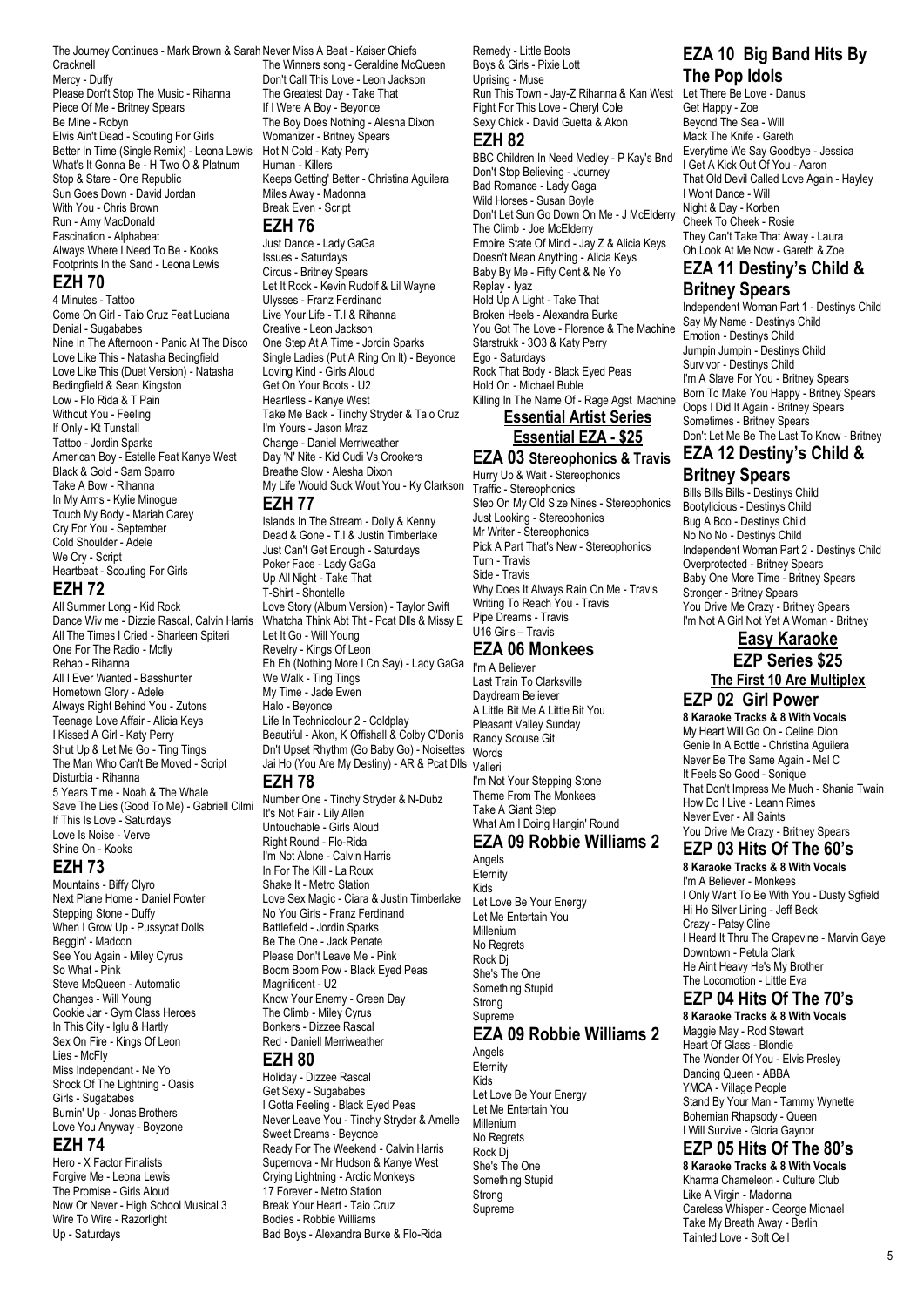The Journey Continues - Mark Brown & Sarah Cracknell
Mercy - Duffy
Please Don't Stop The Music - Rihanna
Piece Of Me - Britney Spears
Be Mine - Robyn
Elvis Ain't Dead - Scouting For Girls
Better In Time (Single Remix) - Leona Lewis
What's It Gonna Be - H Two O & Platnum
Stop & Stare - One Republic
Sun Goes Down - David Jordan
With You - Chris Brown
Run - Amy MacDonald
Fascination - Alphabeat
Always Where I Need To Be - Kooks
Footprints In the Sand - Leona Lewis

## EZH 70

4 Minutes - Tattoo
Come On Girl - Taio Cruz Feat Luciana
Denial - Sugababes
Nine In The Afternoon - Panic At The Disco
Love Like This - Natasha Bedingfield
Love Like This (Duet Version) - Natasha Bedingfield & Sean Kingston
Low - Flo Rida & T Pain
Without You - Feeling
If Only - Kt Tunstall
Tattoo - Jordin Sparks
American Boy - Estelle Feat Kanye West
Black & Gold - Sam Sparro
Take A Bow - Rihanna
In My Arms - Kylie Minogue
Touch My Body - Mariah Carey
Cry For You - September
Cold Shoulder - Adele
We Cry - Script
Heartbeat - Scouting For Girls

## EZH 72

All Summer Long - Kid Rock
Dance Wiv me - Dizzie Rascal, Calvin Harris
All The Times I Cried - Sharleen Spiteri
One For The Radio - Mcfly
Rehab - Rihanna
All I Ever Wanted - Basshunter
Hometown Glory - Adele
Always Right Behind You - Zutons
Teenage Love Affair - Alicia Keys
I Kissed A Girl - Katy Perry
Shut Up & Let Me Go - Ting Tings
The Man Who Can't Be Moved - Script
Disturbia - Rihanna
5 Years Time - Noah & The Whale
Save The Lies (Good To Me) - Gabriell Cilmi
If This Is Love - Saturdays
Love Is Noise - Verve
Shine On - Kooks

## EZH 73

Mountains - Biffy Clyro
Next Plane Home - Daniel Powter
Stepping Stone - Duffy
When I Grow Up - Pussycat Dolls
Beggin' - Madcon
See You Again - Miley Cyrus
So What - Pink
Steve McQueen - Automatic
Changes - Will Young
Cookie Jar - Gym Class Heroes
In This City - Iglu & Hartly
Sex On Fire - Kings Of Leon
Lies - McFly
Miss Independant - Ne Yo
Shock Of The Lightning - Oasis
Girls - Sugababes
Burnin' Up - Jonas Brothers
Love You Anyway - Boyzone

## EZH 74

Hero - X Factor Finalists
Forgive Me - Leona Lewis
The Promise - Girls Aloud
Now Or Never - High School Musical 3
Wire To Wire - Razorlight
Up - Saturdays
Never Miss A Beat - Kaiser Chiefs
The Winners song - Geraldine McQueen
Don't Call This Love - Leon Jackson
The Greatest Day - Take That
If I Were A Boy - Beyonce
The Boy Does Nothing - Alesha Dixon
Womanizer - Britney Spears
Hot N Cold - Katy Perry
Human - Killers
Keeps Getting' Better - Christina Aguilera
Miles Away - Madonna
Break Even - Script

## EZH 76

Just Dance - Lady GaGa
Issues - Saturdays
Circus - Britney Spears
Let It Rock - Kevin Rudolf & Lil Wayne
Ulysses - Franz Ferdinand
Live Your Life - T.I & Rihanna
Creative - Leon Jackson
One Step At A Time - Jordin Sparks
Single Ladies (Put A Ring On It) - Beyonce
Loving Kind - Girls Aloud
Get On Your Boots - U2
Heartless - Kanye West
Take Me Back - Tinchy Stryder & Taio Cruz
I'm Yours - Jason Mraz
Change - Daniel Merriweather
Day 'N' Nite - Kid Cudi Vs Crookers
Breathe Slow - Alesha Dixon
My Life Would Suck Wout You - Ky Clarkson

## EZH 77

Islands In The Stream - Dolly & Kenny
Dead & Gone - T.I & Justin Timberlake
Just Can't Get Enough - Saturdays
Poker Face - Lady GaGa
Up All Night - Take That
T-Shirt - Shontelle
Love Story (Album Version) - Taylor Swift
Whatcha Think Abt Tht - Pcat Dlls & Missy E
Let It Go - Will Young
Revelry - Kings Of Leon
Eh Eh (Nothing More I Cn Say) - Lady GaGa
We Walk - Ting Tings
My Time - Jade Ewen
Halo - Beyonce
Life In Technicolour 2 - Coldplay
Beautiful - Akon, K Offishall & Colby O'Donis
Dn't Upset Rhythm (Go Baby Go) - Noisettes
Jai Ho (You Are My Destiny) - AR & Pcat Dlls

## EZH 78

Number One - Tinchy Stryder & N-Dubz
It's Not Fair - Lily Allen
Untouchable - Girls Aloud
Right Round - Flo-Rida
I'm Not Alone - Calvin Harris
In For The Kill - La Roux
Shake It - Metro Station
Love Sex Magic - Ciara & Justin Timberlake
No You Girls - Franz Ferdinand
Battlefield - Jordin Sparks
Be The One - Jack Penate
Please Don't Leave Me - Pink
Boom Boom Pow - Black Eyed Peas
Magnificent - U2
Know Your Enemy - Green Day
The Climb - Miley Cyrus
Bonkers - Dizzee Rascal
Red - Daniell Merriweather

## EZH 80

Holiday - Dizzee Rascal
Get Sexy - Sugababes
I Gotta Feeling - Black Eyed Peas
Never Leave You - Tinchy Stryder & Amelle
Sweet Dreams - Beyonce
Ready For The Weekend - Calvin Harris
Supernova - Mr Hudson & Kanye West
Crying Lightning - Arctic Monkeys
17 Forever - Metro Station
Break Your Heart - Taio Cruz
Bodies - Robbie Williams
Bad Boys - Alexandra Burke & Flo-Rida
Remedy - Little Boots
Boys & Girls - Pixie Lott
Uprising - Muse
Run This Town - Jay-Z Rihanna & Kan West
Fight For This Love - Cheryl Cole
Sexy Chick - David Guetta & Akon

## EZH 82

BBC Children In Need Medley - P Kay's Bnd
Don't Stop Believing - Journey
Bad Romance - Lady Gaga
Wild Horses - Susan Boyle
Don't Let Sun Go Down On Me - J McElderry
The Climb - Joe McElderry
Empire State Of Mind - Jay Z & Alicia Keys
Doesn't Mean Anything - Alicia Keys
Baby By Me - Fifty Cent & Ne Yo
Replay - Iyaz
Hold Up A Light - Take That
Broken Heels - Alexandra Burke
You Got The Love - Florence & The Machine
Starstrukk - 3O3 & Katy Perry
Ego - Saturdays
Rock That Body - Black Eyed Peas
Hold On - Michael Buble
Killing In The Name Of - Rage Agst Machine

## Essential Artist Series

## Essential EZA - $25

## EZA 03 Stereophonics & Travis

Hurry Up & Wait - Stereophonics
Traffic - Stereophonics
Step On My Old Size Nines - Stereophonics
Just Looking - Stereophonics
Mr Writer - Stereophonics
Pick A Part That's New - Stereophonics
Turn - Travis
Side - Travis
Why Does It Always Rain On Me - Travis
Writing To Reach You - Travis
Pipe Dreams - Travis
U16 Girls – Travis

## EZA 06 Monkees

I'm A Believer
Last Train To Clarksville
Daydream Believer
A Little Bit Me A Little Bit You
Pleasant Valley Sunday
Randy Scouse Git
Words
Valleri
I'm Not Your Stepping Stone
Theme From The Monkees
Take A Giant Step
What Am I Doing Hangin' Round

## EZA 09 Robbie Williams 2

Angels
Eternity
Kids
Let Love Be Your Energy
Let Me Entertain You
Millenium
No Regrets
Rock Dj
She's The One
Something Stupid
Strong
Supreme

## EZA 09 Robbie Williams 2

Angels
Eternity
Kids
Let Love Be Your Energy
Let Me Entertain You
Millenium
No Regrets
Rock Dj
She's The One
Something Stupid
Strong
Supreme

## EZA 10 Big Band Hits By The Pop Idols

Let There Be Love - Danus
Get Happy - Zoe
Beyond The Sea - Will
Mack The Knife - Gareth
Everytime We Say Goodbye - Jessica
I Get A Kick Out Of You - Aaron
That Old Devil Called Love Again - Hayley
I Wont Dance - Will
Night & Day - Korben
Cheek To Cheek - Rosie
They Can't Take That Away - Laura
Oh Look At Me Now - Gareth & Zoe

## EZA 11 Destiny's Child & Britney Spears

Independent Woman Part 1 - Destinys Child
Say My Name - Destinys Child
Emotion - Destinys Child
Jumpin Jumpin - Destinys Child
Survivor - Destinys Child
I'm A Slave For You - Britney Spears
Born To Make You Happy - Britney Spears
Oops I Did It Again - Britney Spears
Sometimes - Britney Spears
Don't Let Me Be The Last To Know - Britney

## EZA 12 Destiny's Child & Britney Spears

Bills Bills Bills - Destinys Child
Bootylicious - Destinys Child
Bug A Boo - Destinys Child
No No No - Destinys Child
Independent Woman Part 2 - Destinys Child
Overprotected - Britney Spears
Baby One More Time - Britney Spears
Stronger - Britney Spears
You Drive Me Crazy - Britney Spears
I'm Not A Girl Not Yet A Woman - Britney

## Easy Karaoke

## EZP Series $25

## The First 10 Are Multiplex

## EZP 02 Girl Power

**8 Karaoke Tracks & 8 With Vocals**

My Heart Will Go On - Celine Dion
Genie In A Bottle - Christina Aguilera
Never Be The Same Again - Mel C
It Feels So Good - Sonique
That Don't Impress Me Much - Shania Twain
How Do I Live - Leann Rimes
Never Ever - All Saints
You Drive Me Crazy - Britney Spears

## EZP 03 Hits Of The 60's

**8 Karaoke Tracks & 8 With Vocals**

I'm A Believer - Monkees
I Only Want To Be With You - Dusty Sgfield
Hi Ho Silver Lining - Jeff Beck
Crazy - Patsy Cline
I Heard It Thru The Grapevine - Marvin Gaye
Downtown - Petula Clark
He Aint Heavy He's My Brother
The Locomotion - Little Eva

## EZP 04 Hits Of The 70's

**8 Karaoke Tracks & 8 With Vocals**

Maggie May - Rod Stewart
Heart Of Glass - Blondie
The Wonder Of You - Elvis Presley
Dancing Queen - ABBA
YMCA - Village People
Stand By Your Man - Tammy Wynette
Bohemian Rhapsody - Queen
I Will Survive - Gloria Gaynor

## EZP 05 Hits Of The 80's

**8 Karaoke Tracks & 8 With Vocals**

Kharma Chameleon - Culture Club
Like A Virgin - Madonna
Careless Whisper - George Michael
Take My Breath Away - Berlin
Tainted Love - Soft Cell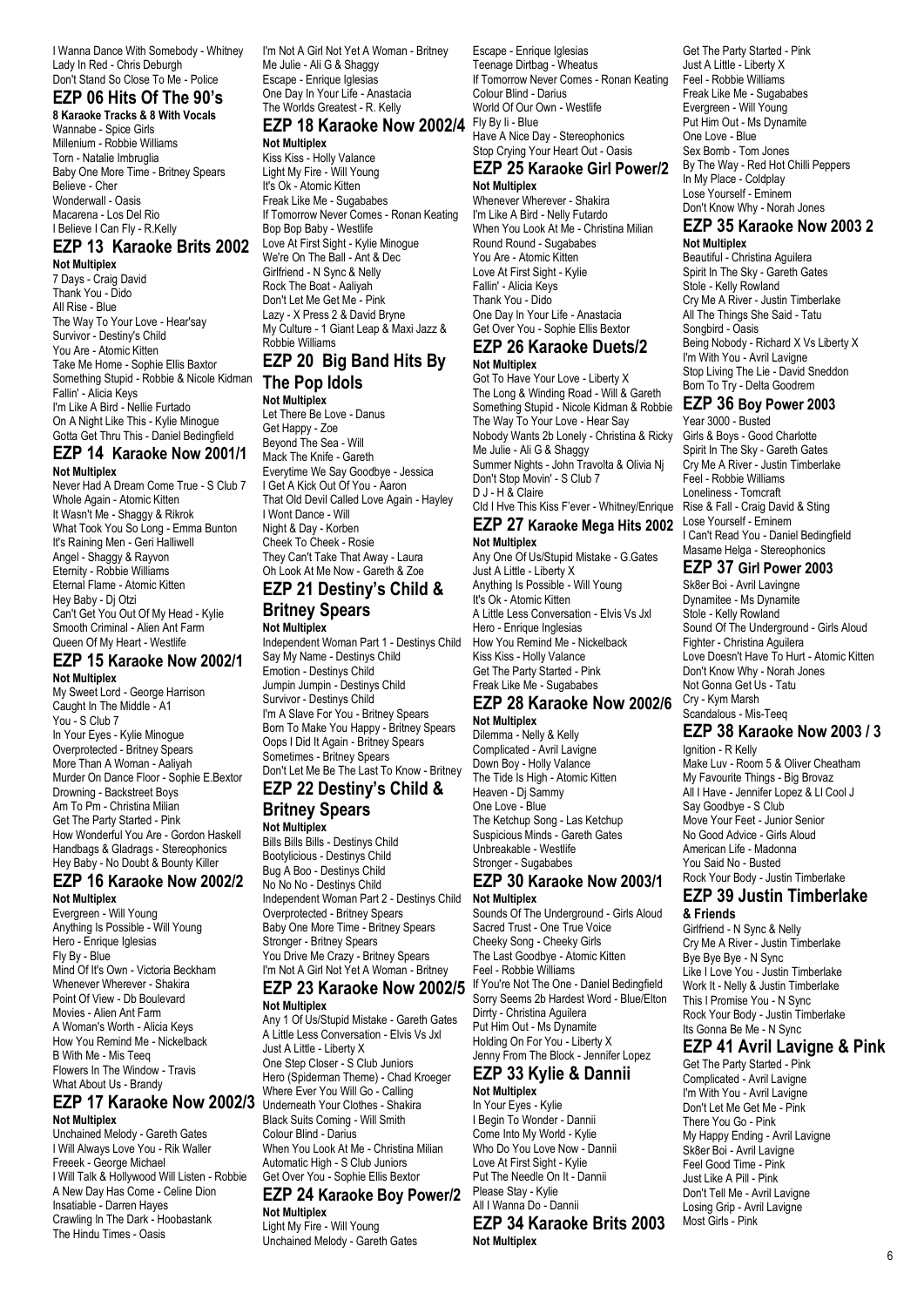I Wanna Dance With Somebody - Whitney
Lady In Red - Chris Deburgh
Don't Stand So Close To Me - Police

## EZP 06 Hits Of The 90's

**8 Karaoke Tracks & 8 With Vocals**

Wannabe - Spice Girls
Millenium - Robbie Williams
Torn - Natalie Imbruglia
Baby One More Time - Britney Spears
Believe - Cher
Wonderwall - Oasis
Macarena - Los Del Rio
I Believe I Can Fly - R.Kelly

## EZP 13 Karaoke Brits 2002

**Not Multiplex**

7 Days - Craig David
Thank You - Dido
All Rise - Blue
The Way To Your Love - Hear'say
Survivor - Destiny's Child
You Are - Atomic Kitten
Take Me Home - Sophie Ellis Baxtor
Something Stupid - Robbie & Nicole Kidman
Fallin' - Alicia Keys
I'm Like A Bird - Nellie Furtado
On A Night Like This - Kylie Minogue
Gotta Get Thru This - Daniel Bedingfield

## EZP 14 Karaoke Now 2001/1

**Not Multiplex**

Never Had A Dream Come True - S Club 7
Whole Again - Atomic Kitten
It Wasn't Me - Shaggy & Rikrok
What Took You So Long - Emma Bunton
It's Raining Men - Geri Halliwell
Angel - Shaggy & Rayvon
Eternity - Robbie Williams
Eternal Flame - Atomic Kitten
Hey Baby - Dj Otzi
Can't Get You Out Of My Head - Kylie
Smooth Criminal - Alien Ant Farm
Queen Of My Heart - Westlife

## EZP 15 Karaoke Now 2002/1

**Not Multiplex**

My Sweet Lord - George Harrison
Caught In The Middle - A1
You - S Club 7
In Your Eyes - Kylie Minogue
Overprotected - Britney Spears
More Than A Woman - Aaliyah
Murder On Dance Floor - Sophie E.Bextor
Drowning - Backstreet Boys
Am To Pm - Christina Milian
Get The Party Started - Pink
How Wonderful You Are - Gordon Haskell
Handbags & Gladrags - Stereophonics
Hey Baby - No Doubt & Bounty Killer

## EZP 16 Karaoke Now 2002/2

**Not Multiplex**

Evergreen - Will Young
Anything Is Possible - Will Young
Hero - Enrique Iglesias
Fly By - Blue
Mind Of It's Own - Victoria Beckham
Whenever Wherever - Shakira
Point Of View - Db Boulevard
Movies - Alien Ant Farm
A Woman's Worth - Alicia Keys
How You Remind Me - Nickelback
B With Me - Mis Teeq
Flowers In The Window - Travis
What About Us - Brandy

## EZP 17 Karaoke Now 2002/3

**Not Multiplex**

Unchained Melody - Gareth Gates
I Will Always Love You - Rik Waller
Freeek - George Michael
I Will Talk & Hollywood Will Listen - Robbie
A New Day Has Come - Celine Dion
Insatiable - Darren Hayes
Crawling In The Dark - Hoobastank
The Hindu Times - Oasis
I'm Not A Girl Not Yet A Woman - Britney
Me Julie - Ali G & Shaggy
Escape - Enrique Iglesias
One Day In Your Life - Anastacia
The Worlds Greatest - R. Kelly

## EZP 18 Karaoke Now 2002/4

**Not Multiplex**

Kiss Kiss - Holly Valance
Light My Fire - Will Young
It's Ok - Atomic Kitten
Freak Like Me - Sugababes
If Tomorrow Never Comes - Ronan Keating
Bop Bop Baby - Westlife
Love At First Sight - Kylie Minogue
We're On The Ball - Ant & Dec
Girlfriend - N Sync & Nelly
Rock The Boat - Aaliyah
Don't Let Me Get Me - Pink
Lazy - X Press 2 & David Bryne
My Culture - 1 Giant Leap & Maxi Jazz & Robbie Williams

## EZP 20 Big Band Hits By The Pop Idols

**Not Multiplex**

Let There Be Love - Danus
Get Happy - Zoe
Beyond The Sea - Will
Mack The Knife - Gareth
Everytime We Say Goodbye - Jessica
I Get A Kick Out Of You - Aaron
That Old Devil Called Love Again - Hayley
I Wont Dance - Will
Night & Day - Korben
Cheek To Cheek - Rosie
They Can't Take That Away - Laura
Oh Look At Me Now - Gareth & Zoe

## EZP 21 Destiny's Child & Britney Spears

**Not Multiplex**

Independent Woman Part 1 - Destinys Child
Say My Name - Destinys Child
Emotion - Destinys Child
Jumpin Jumpin - Destinys Child
Survivor - Destinys Child
I'm A Slave For You - Britney Spears
Born To Make You Happy - Britney Spears
Oops I Did It Again - Britney Spears
Sometimes - Britney Spears
Don't Let Me Be The Last To Know - Britney

## EZP 22 Destiny's Child & Britney Spears

**Not Multiplex**

Bills Bills Bills - Destinys Child
Bootylicious - Destinys Child
Bug A Boo - Destinys Child
No No No - Destinys Child
Independent Woman Part 2 - Destinys Child
Overprotected - Britney Spears
Baby One More Time - Britney Spears
Stronger - Britney Spears
You Drive Me Crazy - Britney Spears
I'm Not A Girl Not Yet A Woman - Britney

## EZP 23 Karaoke Now 2002/5

**Not Multiplex**

Any 1 Of Us/Stupid Mistake - Gareth Gates
A Little Less Conversation - Elvis Vs Jxl
Just A Little - Liberty X
One Step Closer - S Club Juniors
Hero (Spiderman Theme) - Chad Kroeger
Where Ever You Will Go - Calling
Underneath Your Clothes - Shakira
Black Suits Coming - Will Smith
Colour Blind - Darius
When You Look At Me - Christina Milian
Automatic High - S Club Juniors
Get Over You - Sophie Ellis Bextor

## EZP 24 Karaoke Boy Power/2

**Not Multiplex**

Light My Fire - Will Young
Unchained Melody - Gareth Gates
Escape - Enrique Iglesias
Teenage Dirtbag - Wheatus
If Tomorrow Never Comes - Ronan Keating
Colour Blind - Darius
World Of Our Own - Westlife
Fly By Ii - Blue
Have A Nice Day - Stereophonics
Stop Crying Your Heart Out - Oasis

## EZP 25 Karaoke Girl Power/2

**Not Multiplex**

Whenever Wherever - Shakira
I'm Like A Bird - Nelly Futardo
When You Look At Me - Christina Milian
Round Round - Sugababes
You Are - Atomic Kitten
Love At First Sight - Kylie
Fallin' - Alicia Keys
Thank You - Dido
One Day In Your Life - Anastacia
Get Over You - Sophie Ellis Bextor

## EZP 26 Karaoke Duets/2

**Not Multiplex**

Got To Have Your Love - Liberty X
The Long & Winding Road - Will & Gareth
Something Stupid - Nicole Kidman & Robbie
The Way To Your Love - Hear Say
Nobody Wants 2b Lonely - Christina & Ricky
Me Julie - Ali G & Shaggy
Summer Nights - John Travolta & Olivia Nj
Don't Stop Movin' - S Club 7
D J - H & Claire
Cld I Hve This Kiss F'ever - Whitney/Enrique

## EZP 27 Karaoke Mega Hits 2002

**Not Multiplex**

Any One Of Us/Stupid Mistake - G.Gates
Just A Little - Liberty X
Anything Is Possible - Will Young
It's Ok - Atomic Kitten
A Little Less Conversation - Elvis Vs Jxl
Hero - Enrique Inglesias
How You Remind Me - Nickelback
Kiss Kiss - Holly Valance
Get The Party Started - Pink
Freak Like Me - Sugababes

## EZP 28 Karaoke Now 2002/6

**Not Multiplex**

Dilemma - Nelly & Kelly
Complicated - Avril Lavigne
Down Boy - Holly Valance
The Tide Is High - Atomic Kitten
Heaven - Dj Sammy
One Love - Blue
The Ketchup Song - Las Ketchup
Suspicious Minds - Gareth Gates
Unbreakable - Westlife
Stronger - Sugababes

## EZP 30 Karaoke Now 2003/1

**Not Multiplex**

Sounds Of The Underground - Girls Aloud
Sacred Trust - One True Voice
Cheeky Song - Cheeky Girls
The Last Goodbye - Atomic Kitten
Feel - Robbie Williams
If You're Not The One - Daniel Bedingfield
Sorry Seems 2b Hardest Word - Blue/Elton
Dirrty - Christina Aguilera
Put Him Out - Ms Dynamite
Holding On For You - Liberty X
Jenny From The Block - Jennifer Lopez

## EZP 33 Kylie & Dannii

**Not Multiplex**

In Your Eyes - Kylie
I Begin To Wonder - Dannii
Come Into My World - Kylie
Who Do You Love Now - Dannii
Love At First Sight - Kylie
Put The Needle On It - Dannii
Please Stay - Kylie
All I Wanna Do - Dannii

## EZP 34 Karaoke Brits 2003

**Not Multiplex**

Get The Party Started - Pink
Just A Little - Liberty X
Feel - Robbie Williams
Freak Like Me - Sugababes
Evergreen - Will Young
Put Him Out - Ms Dynamite
One Love - Blue
Sex Bomb - Tom Jones
By The Way - Red Hot Chilli Peppers
In My Place - Coldplay
Lose Yourself - Eminem
Don't Know Why - Norah Jones

## EZP 35 Karaoke Now 2003 2

**Not Multiplex**

Beautiful - Christina Aguilera
Spirit In The Sky - Gareth Gates
Stole - Kelly Rowland
Cry Me A River - Justin Timberlake
All The Things She Said - Tatu
Songbird - Oasis
Being Nobody - Richard X Vs Liberty X
I'm With You - Avril Lavigne
Stop Living The Lie - David Sneddon
Born To Try - Delta Goodrem

## EZP 36 Boy Power 2003

Year 3000 - Busted
Girls & Boys - Good Charlotte
Spirit In The Sky - Gareth Gates
Cry Me A River - Justin Timberlake
Feel - Robbie Williams
Loneliness - Tomcraft
Rise & Fall - Craig David & Sting
Lose Yourself - Eminem
I Can't Read You - Daniel Bedingfield
Masame Helga - Stereophonics

## EZP 37 Girl Power 2003

Sk8er Boi - Avril Lavingne
Dynamitee - Ms Dynamite
Stole - Kelly Rowland
Sound Of The Underground - Girls Aloud
Fighter - Christina Aguilera
Love Doesn't Have To Hurt - Atomic Kitten
Don't Know Why - Norah Jones
Not Gonna Get Us - Tatu
Cry - Kym Marsh
Scandalous - Mis-Teeq

## EZP 38 Karaoke Now 2003 / 3

Ignition - R Kelly
Make Luv - Room 5 & Oliver Cheatham
My Favourite Things - Big Brovaz
All I Have - Jennifer Lopez & Ll Cool J
Say Goodbye - S Club
Move Your Feet - Junior Senior
No Good Advice - Girls Aloud
American Life - Madonna
You Said No - Busted
Rock Your Body - Justin Timberlake

## EZP 39 Justin Timberlake

**& Friends**

Girlfriend - N Sync & Nelly
Cry Me A River - Justin Timberlake
Bye Bye Bye - N Sync
Like I Love You - Justin Timberlake
Work It - Nelly & Justin Timberlake
This I Promise You - N Sync
Rock Your Body - Justin Timberlake
Its Gonna Be Me - N Sync

## EZP 41 Avril Lavigne & Pink

Get The Party Started - Pink
Complicated - Avril Lavigne
I'm With You - Avril Lavigne
Don't Let Me Get Me - Pink
There You Go - Pink
My Happy Ending - Avril Lavigne
Sk8er Boi - Avril Lavigne
Feel Good Time - Pink
Just Like A Pill - Pink
Don't Tell Me - Avril Lavigne
Losing Grip - Avril Lavigne
Most Girls - Pink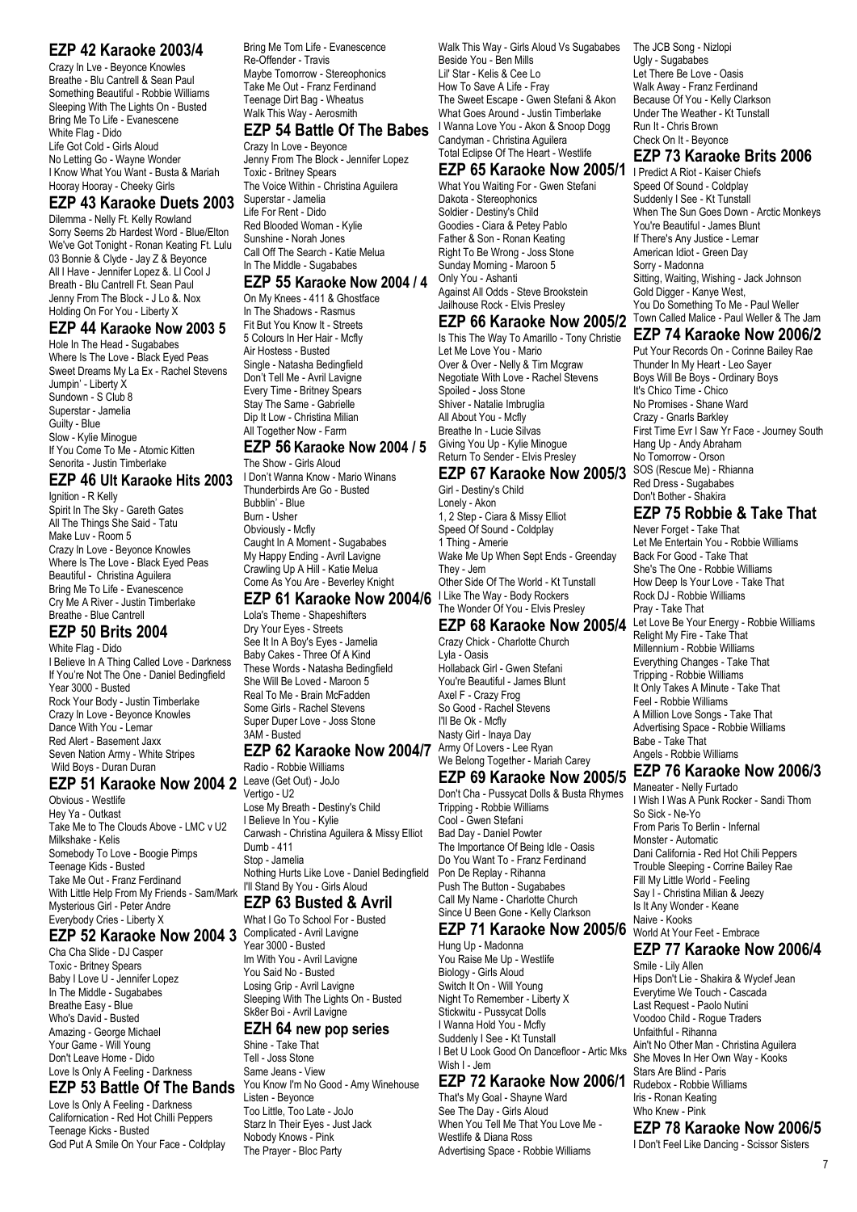## EZP 42 Karaoke 2003/4

Crazy In Lve - Beyonce Knowles
Breathe - Blu Cantrell & Sean Paul
Something Beautiful - Robbie Williams
Sleeping With The Lights On - Busted
Bring Me To Life - Evanescene
White Flag - Dido
Life Got Cold - Girls Aloud
No Letting Go - Wayne Wonder
I Know What You Want - Busta & Mariah
Hooray Hooray - Cheeky Girls

## EZP 43 Karaoke Duets 2003

Dilemma - Nelly Ft. Kelly Rowland
Sorry Seems 2b Hardest Word - Blue/Elton
We've Got Tonight - Ronan Keating Ft. Lulu
03 Bonnie & Clyde - Jay Z & Beyonce
All I Have - Jennifer Lopez &. Ll Cool J
Breath - Blu Cantrell Ft. Sean Paul
Jenny From The Block - J Lo &. Nox
Holding On For You - Liberty X

## EZP 44 Karaoke Now 2003 5

Hole In The Head - Sugababes
Where Is The Love - Black Eyed Peas
Sweet Dreams My La Ex - Rachel Stevens
Jumpin' - Liberty X
Sundown - S Club 8
Superstar - Jamelia
Guilty - Blue
Slow - Kylie Minogue
If You Come To Me - Atomic Kitten
Senorita - Justin Timberlake

## EZP 46 Ult Karaoke Hits 2003

Ignition - R Kelly
Spirit In The Sky - Gareth Gates
All The Things She Said - Tatu
Make Luv - Room 5
Crazy In Love - Beyonce Knowles
Where Is The Love - Black Eyed Peas
Beautiful - Christina Aguilera
Bring Me To Life - Evanescence
Cry Me A River - Justin Timberlake
Breathe - Blue Cantrell

## EZP 50 Brits 2004

White Flag - Dido
I Believe In A Thing Called Love - Darkness
If You're Not The One - Daniel Bedingfield
Year 3000 - Busted
Rock Your Body - Justin Timberlake
Crazy In Love - Beyonce Knowles
Dance With You - Lemar
Red Alert - Basement Jaxx
Seven Nation Army - White Stripes
Wild Boys - Duran Duran

## EZP 51 Karaoke Now 2004 2

Obvious - Westlife
Hey Ya - Outkast
Take Me to The Clouds Above - LMC v U2
Milkshake - Kelis
Somebody To Love - Boogie Pimps
Teenage Kids - Busted
Take Me Out - Franz Ferdinand
With Little Help From My Friends - Sam/Mark
Mysterious Girl - Peter Andre
Everybody Cries - Liberty X

## EZP 52 Karaoke Now 2004 3

Cha Cha Slide - DJ Casper
Toxic - Britney Spears
Baby I Love U - Jennifer Lopez
In The Middle - Sugababes
Breathe Easy - Blue
Who's David - Busted
Amazing - George Michael
Your Game - Will Young
Don't Leave Home - Dido
Love Is Only A Feeling - Darkness

## EZP 53 Battle Of The Bands

Love Is Only A Feeling - Darkness
Californication - Red Hot Chilli Peppers
Teenage Kicks - Busted
God Put A Smile On Your Face - Coldplay
Bring Me Tom Life - Evanescence
Re-Offender - Travis
Maybe Tomorrow - Stereophonics
Take Me Out - Franz Ferdinand
Teenage Dirt Bag - Wheatus
Walk This Way - Aerosmith

## EZP 54 Battle Of The Babes

Crazy In Love - Beyonce
Jenny From The Block - Jennifer Lopez
Toxic - Britney Spears
The Voice Within - Christina Aguilera
Superstar - Jamelia
Life For Rent - Dido
Red Blooded Woman - Kylie
Sunshine - Norah Jones
Call Off The Search - Katie Melua
In The Middle - Sugababes

## EZP 55 Karaoke Now 2004 / 4

On My Knees - 411 & Ghostface
In The Shadows - Rasmus
Fit But You Know It - Streets
5 Colours In Her Hair - Mcfly
Air Hostess - Busted
Single - Natasha Bedingfield
Don't Tell Me - Avril Lavigne
Every Time - Britney Spears
Stay The Same - Gabrielle
Dip It Low - Christina Milian
All Together Now - Farm

## EZP 56 Karaoke Now 2004 / 5

The Show - Girls Aloud
I Don't Wanna Know - Mario Winans
Thunderbirds Are Go - Busted
Bubblin' - Blue
Burn - Usher
Obviously - Mcfly
Caught In A Moment - Sugababes
My Happy Ending - Avril Lavigne
Crawling Up A Hill - Katie Melua
Come As You Are - Beverley Knight

## EZP 61 Karaoke Now 2004/6

Lola's Theme - Shapeshifters
Dry Your Eyes - Streets
See It In A Boy's Eyes - Jamelia
Baby Cakes - Three Of A Kind
These Words - Natasha Bedingfield
She Will Be Loved - Maroon 5
Real To Me - Brain McFadden
Some Girls - Rachel Stevens
Super Duper Love - Joss Stone
3AM - Busted

## EZP 62 Karaoke Now 2004/7

Radio - Robbie Williams
Leave (Get Out) - JoJo
Vertigo - U2
Lose My Breath - Destiny's Child
I Believe In You - Kylie
Carwash - Christina Aguilera & Missy Elliot
Dumb - 411
Stop - Jamelia
Nothing Hurts Like Love - Daniel Bedingfield
I'll Stand By You - Girls Aloud

## EZP 63 Busted & Avril

What I Go To School For - Busted
Complicated - Avril Lavigne
Year 3000 - Busted
Im With You - Avril Lavigne
You Said No - Busted
Losing Grip - Avril Lavigne
Sleeping With The Lights On - Busted
Sk8er Boi - Avril Lavigne

## EZH 64 new pop series

Shine - Take That
Tell - Joss Stone
Same Jeans - View
You Know I'm No Good - Amy Winehouse
Listen - Beyonce
Too Little, Too Late - JoJo
Starz In Their Eyes - Just Jack
Nobody Knows - Pink
The Prayer - Bloc Party
Walk This Way - Girls Aloud Vs Sugababes
Beside You - Ben Mills
Lil' Star - Kelis & Cee Lo
How To Save A Life - Fray
The Sweet Escape - Gwen Stefani & Akon
What Goes Around - Justin Timberlake
I Wanna Love You - Akon & Snoop Dogg
Candyman - Christina Aguilera
Total Eclipse Of The Heart - Westlife

## EZP 65 Karaoke Now 2005/1

What You Waiting For - Gwen Stefani
Dakota - Stereophonics
Soldier - Destiny's Child
Goodies - Ciara & Petey Pablo
Father & Son - Ronan Keating
Right To Be Wrong - Joss Stone
Sunday Morning - Maroon 5
Only You - Ashanti
Against All Odds - Steve Brookstein
Jailhouse Rock - Elvis Presley

## EZP 66 Karaoke Now 2005/2

Is This The Way To Amarillo - Tony Christie
Let Me Love You - Mario
Over & Over - Nelly & Tim Mcgraw
Negotiate With Love - Rachel Stevens
Spoiled - Joss Stone
Shiver - Natalie Imbruglia
All About You - Mcfly
Breathe In - Lucie Silvas
Giving You Up - Kylie Minogue
Return To Sender - Elvis Presley

## EZP 67 Karaoke Now 2005/3

Girl - Destiny's Child
Lonely - Akon
1, 2 Step - Ciara & Missy Elliot
Speed Of Sound - Coldplay
1 Thing - Amerie
Wake Me Up When Sept Ends - Greenday
They - Jem
Other Side Of The World - Kt Tunstall
I Like The Way - Body Rockers
The Wonder Of You - Elvis Presley

## EZP 68 Karaoke Now 2005/4

Crazy Chick - Charlotte Church
Lyla - Oasis
Hollaback Girl - Gwen Stefani
You're Beautiful - James Blunt
Axel F - Crazy Frog
So Good - Rachel Stevens
I'll Be Ok - Mcfly
Nasty Girl - Inaya Day
Army Of Lovers - Lee Ryan
We Belong Together - Mariah Carey

## EZP 69 Karaoke Now 2005/5

Don't Cha - Pussycat Dolls & Busta Rhymes
Tripping - Robbie Williams
Cool - Gwen Stefani
Bad Day - Daniel Powter
The Importance Of Being Idle - Oasis
Do You Want To - Franz Ferdinand
Pon De Replay - Rihanna
Push The Button - Sugababes
Call My Name - Charlotte Church
Since U Been Gone - Kelly Clarkson

## EZP 71 Karaoke Now 2005/6

Hung Up - Madonna
You Raise Me Up - Westlife
Biology - Girls Aloud
Switch It On - Will Young
Night To Remember - Liberty X
Stickwitu - Pussycat Dolls
I Wanna Hold You - Mcfly
Suddenly I See - Kt Tunstall
I Bet U Look Good On Dancefloor - Artic Mks
Wish I - Jem

## EZP 72 Karaoke Now 2006/1

That's My Goal - Shayne Ward
See The Day - Girls Aloud
When You Tell Me That You Love Me - Westlife & Diana Ross
Advertising Space - Robbie Williams
The JCB Song - Nizlopi
Ugly - Sugababes
Let There Be Love - Oasis
Walk Away - Franz Ferdinand
Because Of You - Kelly Clarkson
Under The Weather - Kt Tunstall
Run It - Chris Brown
Check On It - Beyonce

## EZP 73 Karaoke Brits 2006

I Predict A Riot - Kaiser Chiefs
Speed Of Sound - Coldplay
Suddenly I See - Kt Tunstall
When The Sun Goes Down - Arctic Monkeys
You're Beautiful - James Blunt
If There's Any Justice - Lemar
American Idiot - Green Day
Sorry - Madonna
Sitting, Waiting, Wishing - Jack Johnson
Gold Digger - Kanye West,
You Do Something To Me - Paul Weller
Town Called Malice - Paul Weller & The Jam

## EZP 74 Karaoke Now 2006/2

Put Your Records On - Corinne Bailey Rae
Thunder In My Heart - Leo Sayer
Boys Will Be Boys - Ordinary Boys
It's Chico Time - Chico
No Promises - Shane Ward
Crazy - Gnarls Barkley
First Time Evr I Saw Yr Face - Journey South
Hang Up - Andy Abraham
No Tomorrow - Orson
SOS (Rescue Me) - Rhianna
Red Dress - Sugababes
Don't Bother - Shakira

## EZP 75 Robbie & Take That

Never Forget - Take That
Let Me Entertain You - Robbie Williams
Back For Good - Take That
She's The One - Robbie Williams
How Deep Is Your Love - Take That
Rock DJ - Robbie Williams
Pray - Take That
Let Love Be Your Energy - Robbie Williams
Relight My Fire - Take That
Millennium - Robbie Williams
Everything Changes - Take That
Tripping - Robbie Williams
It Only Takes A Minute - Take That
Feel - Robbie Williams
A Million Love Songs - Take That
Advertising Space - Robbie Williams
Babe - Take That
Angels - Robbie Williams

## EZP 76 Karaoke Now 2006/3

Maneater - Nelly Furtado
I Wish I Was A Punk Rocker - Sandi Thom
So Sick - Ne-Yo
From Paris To Berlin - Infernal
Monster - Automatic
Dani California - Red Hot Chili Peppers
Trouble Sleeping - Corrine Bailey Rae
Fill My Little World - Feeling
Say I - Christina Milian & Jeezy
Is It Any Wonder - Keane
Naive - Kooks
World At Your Feet - Embrace

## EZP 77 Karaoke Now 2006/4

Smile - Lily Allen
Hips Don't Lie - Shakira & Wyclef Jean
Everytime We Touch - Cascada
Last Request - Paolo Nutini
Voodoo Child - Rogue Traders
Unfaithful - Rihanna
Ain't No Other Man - Christina Aguilera
She Moves In Her Own Way - Kooks
Stars Are Blind - Paris
Rudebox - Robbie Williams
Iris - Ronan Keating
Who Knew - Pink

## EZP 78 Karaoke Now 2006/5

I Don't Feel Like Dancing - Scissor Sisters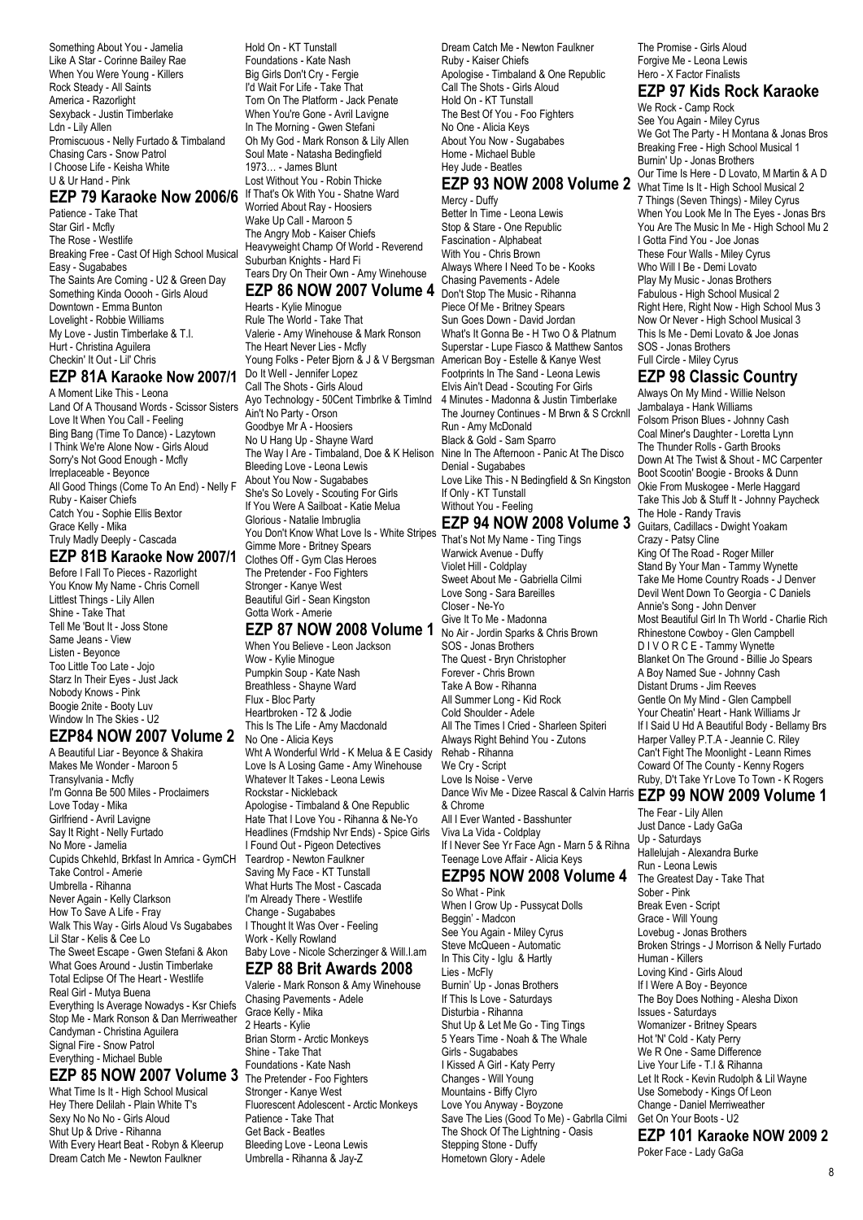Something About You - Jamelia
Like A Star - Corinne Bailey Rae
When You Were Young - Killers
Rock Steady - All Saints
America - Razorlight
Sexyback - Justin Timberlake
Ldn - Lily Allen
Promiscuous - Nelly Furtado & Timbaland
Chasing Cars - Snow Patrol
I Choose Life - Keisha White
U & Ur Hand - Pink

## EZP 79 Karaoke Now 2006/6

Patience - Take That
Star Girl - Mcfly
The Rose - Westlife
Breaking Free - Cast Of High School Musical
Easy - Sugababes
The Saints Are Coming - U2 & Green Day
Something Kinda Ooooh - Girls Aloud
Downtown - Emma Bunton
Lovelight - Robbie Williams
My Love - Justin Timberlake & T.I.
Hurt - Christina Aguilera
Checkin' It Out - Lil' Chris

## EZP 81A Karaoke Now 2007/1

A Moment Like This - Leona
Land Of A Thousand Words - Scissor Sisters
Love It When You Call - Feeling
Bing Bang (Time To Dance) - Lazytown
I Think We're Alone Now - Girls Aloud
Sorry's Not Good Enough - Mcfly
Irreplaceable - Beyonce
All Good Things (Come To An End) - Nelly F
Ruby - Kaiser Chiefs
Catch You - Sophie Ellis Bextor
Grace Kelly - Mika
Truly Madly Deeply - Cascada

## EZP 81B Karaoke Now 2007/1

Before I Fall To Pieces - Razorlight
You Know My Name - Chris Cornell
Littlest Things - Lily Allen
Shine - Take That
Tell Me 'Bout It - Joss Stone
Same Jeans - View
Listen - Beyonce
Too Little Too Late - Jojo
Starz In Their Eyes - Just Jack
Nobody Knows - Pink
Boogie 2nite - Booty Luv
Window In The Skies - U2

## EZP84 NOW 2007 Volume 2

A Beautiful Liar - Beyonce & Shakira
Makes Me Wonder - Maroon 5
Transylvania - Mcfly
I'm Gonna Be 500 Miles - Proclaimers
Love Today - Mika
Girlfriend - Avril Lavigne
Say It Right - Nelly Furtado
No More - Jamelia
Cupids Chkehld, Brkfast In Amrica - GymCH
Take Control - Amerie
Umbrella - Rihanna
Never Again - Kelly Clarkson
How To Save A Life - Fray
Walk This Way - Girls Aloud Vs Sugababes
Lil Star - Kelis & Cee Lo
The Sweet Escape - Gwen Stefani & Akon
What Goes Around - Justin Timberlake
Total Eclipse Of The Heart - Westlife
Real Girl - Mutya Buena
Everything Is Average Nowadys - Ksr Chiefs
Stop Me - Mark Ronson & Dan Merriweather
Candyman - Christina Aguilera
Signal Fire - Snow Patrol
Everything - Michael Buble

## EZP 85 NOW 2007 Volume 3

What Time Is It - High School Musical
Hey There Delilah - Plain White T's
Sexy No No No - Girls Aloud
Shut Up & Drive - Rihanna
With Every Heart Beat - Robyn & Kleerup
Dream Catch Me - Newton Faulkner
Hold On - KT Tunstall
Foundations - Kate Nash
Big Girls Don't Cry - Fergie
I'd Wait For Life - Take That
Torn On The Platform - Jack Penate
When You're Gone - Avril Lavigne
In The Morning - Gwen Stefani
Oh My God - Mark Ronson & Lily Allen
Soul Mate - Natasha Bedingfield
1973… - James Blunt
Lost Without You - Robin Thicke
If That's Ok With You - Shatne Ward
Worried About Ray - Hoosiers
Wake Up Call - Maroon 5
The Angry Mob - Kaiser Chiefs
Heavyweight Champ Of World - Reverend
Suburban Knights - Hard Fi
Tears Dry On Their Own - Amy Winehouse

## EZP 86 NOW 2007 Volume 4

Hearts - Kylie Minogue
Rule The World - Take That
Valerie - Amy Winehouse & Mark Ronson
The Heart Never Lies - Mcfly
Young Folks - Peter Bjorn & J & V Bergsman
Do It Well - Jennifer Lopez
Call The Shots - Girls Aloud
Ayo Technology - 50Cent Timbrlke & Timlnd
Ain't No Party - Orson
Goodbye Mr A - Hoosiers
No U Hang Up - Shayne Ward
The Way I Are - Timbaland, Doe & K Helison
Bleeding Love - Leona Lewis
About You Now - Sugababes
She's So Lovely - Scouting For Girls
If You Were A Sailboat - Katie Melua
Glorious - Natalie Imbruglia
You Don't Know What Love Is - White Stripes
Gimme More - Britney Spears
Clothes Off - Gym Clas Heroes
The Pretender - Foo Fighters
Stronger - Kanye West
Beautiful Girl - Sean Kingston
Gotta Work - Amerie

## EZP 87 NOW 2008 Volume 1

When You Believe - Leon Jackson
Wow - Kylie Minogue
Pumpkin Soup - Kate Nash
Breathless - Shayne Ward
Flux - Bloc Party
Heartbroken - T2 & Jodie
This Is The Life - Amy Macdonald
No One - Alicia Keys
Wht A Wonderful Wrld - K Melua & E Casidy
Love Is A Losing Game - Amy Winehouse
Whatever It Takes - Leona Lewis
Rockstar - Nickleback
Apologise - Timbaland & One Republic
Hate That I Love You - Rihanna & Ne-Yo
Headlines (Frndship Nvr Ends) - Spice Girls
I Found Out - Pigeon Detectives
Teardrop - Newton Faulkner
Saving My Face - KT Tunstall
What Hurts The Most - Cascada
I'm Already There - Westlife
Change - Sugababes
I Thought It Was Over - Feeling
Work - Kelly Rowland
Baby Love - Nicole Scherzinger & Will.I.am

## EZP 88 Brit Awards 2008

Valerie - Mark Ronson & Amy Winehouse
Chasing Pavements - Adele
Grace Kelly - Mika
2 Hearts - Kylie
Brian Storm - Arctic Monkeys
Shine - Take That
Foundations - Kate Nash
The Pretender - Foo Fighters
Stronger - Kanye West
Fluorescent Adolescent - Arctic Monkeys
Patience - Take That
Get Back - Beatles
Bleeding Love - Leona Lewis
Umbrella - Rihanna & Jay-Z
Dream Catch Me - Newton Faulkner
Ruby - Kaiser Chiefs
Apologise - Timbaland & One Republic
Call The Shots - Girls Aloud
Hold On - KT Tunstall
The Best Of You - Foo Fighters
No One - Alicia Keys
About You Now - Sugababes
Home - Michael Buble
Hey Jude - Beatles

## EZP 93 NOW 2008 Volume 2

Mercy - Duffy
Better In Time - Leona Lewis
Stop & Stare - One Republic
Fascination - Alphabeat
With You - Chris Brown
Always Where I Need To be - Kooks
Chasing Pavements - Adele
Don't Stop The Music - Rihanna
Piece Of Me - Britney Spears
Sun Goes Down - David Jordan
What's It Gonna Be - H Two O & Platnum
Superstar - Lupe Fiasco & Matthew Santos
American Boy - Estelle & Kanye West
Footprints In The Sand - Leona Lewis
Elvis Ain't Dead - Scouting For Girls
4 Minutes - Madonna & Justin Timberlake
The Journey Continues - M Brwn & S Crcknll
Run - Amy McDonald
Black & Gold - Sam Sparro
Nine In The Afternoon - Panic At The Disco
Denial - Sugababes
Love Like This - N Bedingfield & Sn Kingston
If Only - KT Tunstall
Without You - Feeling

## EZP 94 NOW 2008 Volume 3

That's Not My Name - Ting Tings
Warwick Avenue - Duffy
Violet Hill - Coldplay
Sweet About Me - Gabriella Cilmi
Love Song - Sara Bareilles
Closer - Ne-Yo
Give It To Me - Madonna
No Air - Jordin Sparks & Chris Brown
SOS - Jonas Brothers
The Quest - Bryn Christopher
Forever - Chris Brown
Take A Bow - Rihanna
All Summer Long - Kid Rock
Cold Shoulder - Adele
All The Times I Cried - Sharleen Spiteri
Always Right Behind You - Zutons
Rehab - Rihanna
We Cry - Script
Love Is Noise - Verve
Dance Wiv Me - Dizee Rascal & Calvin Harris & Chrome
All I Ever Wanted - Basshunter
Viva La Vida - Coldplay
If I Never See Yr Face Agn - Marn 5 & Rihna
Teenage Love Affair - Alicia Keys

## EZP95 NOW 2008 Volume 4

So What - Pink
When I Grow Up - Pussycat Dolls
Beggin' - Madcon
See You Again - Miley Cyrus
Steve McQueen - Automatic
In This City - Iglu & Hartly
Lies - McFly
Burnin' Up - Jonas Brothers
If This Is Love - Saturdays
Disturbia - Rihanna
Shut Up & Let Me Go - Ting Tings
5 Years Time - Noah & The Whale
Girls - Sugababes
I Kissed A Girl - Katy Perry
Changes - Will Young
Mountains - Biffy Clyro
Love You Anyway - Boyzone
Save The Lies (Good To Me) - Gabrlla Cilmi
The Shock Of The Lightning - Oasis
Stepping Stone - Duffy
Hometown Glory - Adele
The Promise - Girls Aloud
Forgive Me - Leona Lewis
Hero - X Factor Finalists

## EZP 97 Kids Rock Karaoke

We Rock - Camp Rock
See You Again - Miley Cyrus
We Got The Party - H Montana & Jonas Bros
Breaking Free - High School Musical 1
Burnin' Up - Jonas Brothers
Our Time Is Here - D Lovato, M Martin & A D
What Time Is It - High School Musical 2
7 Things (Seven Things) - Miley Cyrus
When You Look Me In The Eyes - Jonas Brs
You Are The Music In Me - High School Mu 2
I Gotta Find You - Joe Jonas
These Four Walls - Miley Cyrus
Who Will I Be - Demi Lovato
Play My Music - Jonas Brothers
Fabulous - High School Musical 2
Right Here, Right Now - High School Mus 3
Now Or Never - High School Musical 3
This Is Me - Demi Lovato & Joe Jonas
SOS - Jonas Brothers
Full Circle - Miley Cyrus

## EZP 98 Classic Country

Always On My Mind - Willie Nelson
Jambalaya - Hank Williams
Folsom Prison Blues - Johnny Cash
Coal Miner's Daughter - Loretta Lynn
The Thunder Rolls - Garth Brooks
Down At The Twist & Shout - MC Carpenter
Boot Scootin' Boogie - Brooks & Dunn
Okie From Muskogee - Merle Haggard
Take This Job & Stuff It - Johnny Paycheck
The Hole - Randy Travis
Guitars, Cadillacs - Dwight Yoakam
Crazy - Patsy Cline
King Of The Road - Roger Miller
Stand By Your Man - Tammy Wynette
Take Me Home Country Roads - J Denver
Devil Went Down To Georgia - C Daniels
Annie's Song - John Denver
Most Beautiful Girl In Th World - Charlie Rich
Rhinestone Cowboy - Glen Campbell
D I V O R C E - Tammy Wynette
Blanket On The Ground - Billie Jo Spears
A Boy Named Sue - Johnny Cash
Distant Drums - Jim Reeves
Gentle On My Mind - Glen Campbell
Your Cheatin' Heart - Hank Williams Jr
If I Said U Hd A Beautiful Body - Bellamy Brs
Harper Valley P.T.A - Jeannie C. Riley
Can't Fight The Moonlight - Leann Rimes
Coward Of The County - Kenny Rogers
Ruby, D't Take Yr Love To Town - K Rogers

## EZP 99 NOW 2009 Volume 1

The Fear - Lily Allen
Just Dance - Lady GaGa
Up - Saturdays
Hallelujah - Alexandra Burke
Run - Leona Lewis
The Greatest Day - Take That
Sober - Pink
Break Even - Script
Grace - Will Young
Lovebug - Jonas Brothers
Broken Strings - J Morrison & Nelly Furtado
Human - Killers
Loving Kind - Girls Aloud
If I Were A Boy - Beyonce
The Boy Does Nothing - Alesha Dixon
Issues - Saturdays
Womanizer - Britney Spears
Hot 'N' Cold - Katy Perry
We R One - Same Difference
Live Your Life - T.I & Rihanna
Let It Rock - Kevin Rudolph & Lil Wayne
Use Somebody - Kings Of Leon
Change - Daniel Merriweather
Get On Your Boots - U2

## EZP 101 Karaoke NOW 2009 2

Poker Face - Lady GaGa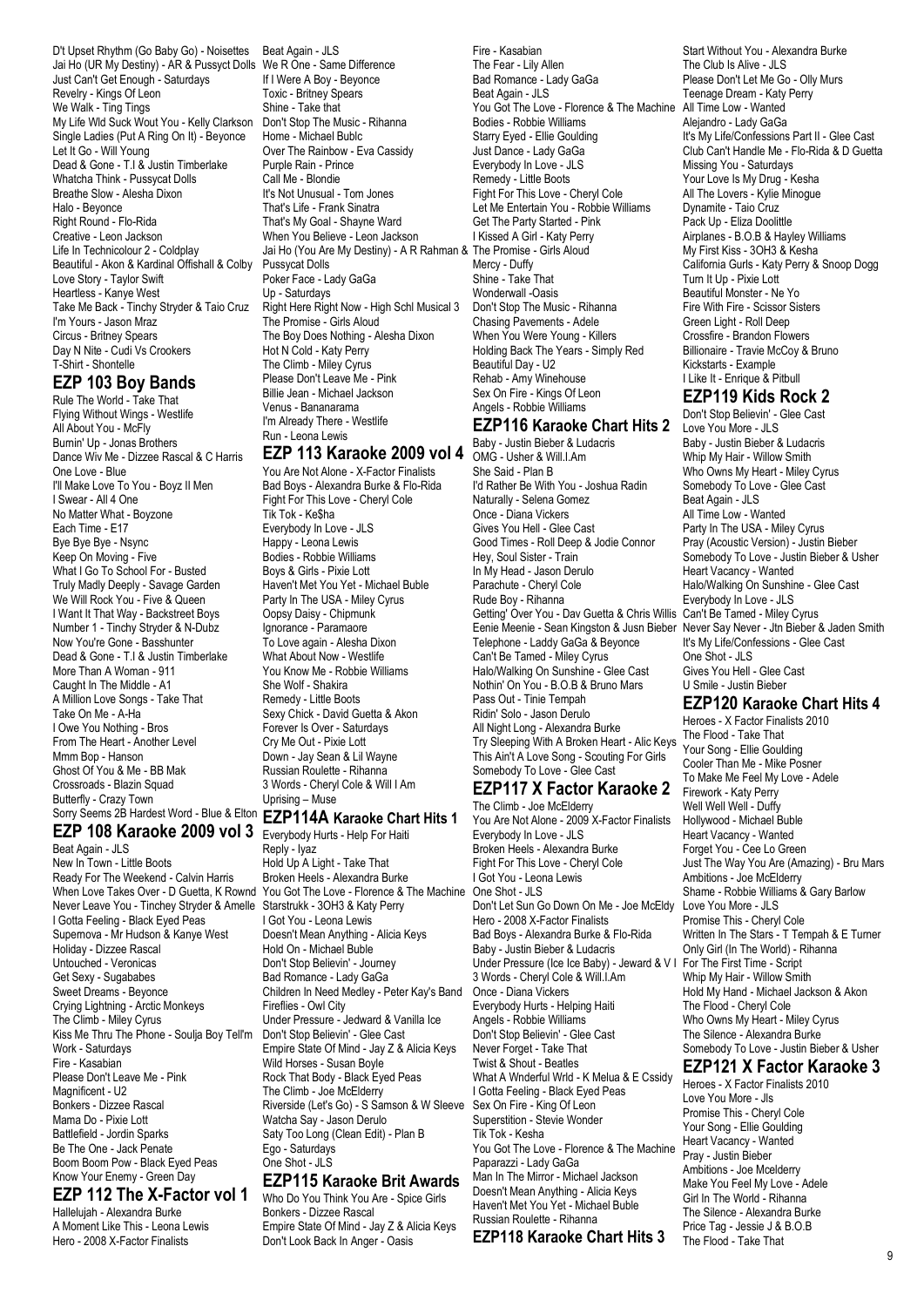D't Upset Rhythm (Go Baby Go) - Noisettes
Jai Ho (UR My Destiny) - AR & Pussyct Dolls
Just Can't Get Enough - Saturdays
Revelry - Kings Of Leon
We Walk - Ting Tings
My Life Wld Suck Wout You - Kelly Clarkson
Single Ladies (Put A Ring On It) - Beyonce
Let It Go - Will Young
Dead & Gone - T.I & Justin Timberlake
Whatcha Think - Pussycat Dolls
Breathe Slow - Alesha Dixon
Halo - Beyonce
Right Round - Flo-Rida
Creative - Leon Jackson
Life In Technicolour 2 - Coldplay
Beautiful - Akon & Kardinal Offishall & Colby
Love Story - Taylor Swift
Heartless - Kanye West
Take Me Back - Tinchy Stryder & Taio Cruz
I'm Yours - Jason Mraz
Circus - Britney Spears
Day N Nite - Cudi Vs Crookers
T-Shirt - Shontelle

## EZP 103 Boy Bands

Rule The World - Take That
Flying Without Wings - Westlife
All About You - McFly
Burnin' Up - Jonas Brothers
Dance Wiv Me - Dizzee Rascal & C Harris
One Love - Blue
I'll Make Love To You - Boyz II Men
I Swear - All 4 One
No Matter What - Boyzone
Each Time - E17
Bye Bye Bye - Nsync
Keep On Moving - Five
What I Go To School For - Busted
Truly Madly Deeply - Savage Garden
We Will Rock You - Five & Queen
I Want It That Way - Backstreet Boys
Number 1 - Tinchy Stryder & N-Dubz
Now You're Gone - Basshunter
Dead & Gone - T.I & Justin Timberlake
More Than A Woman - 911
Caught In The Middle - A1
A Million Love Songs - Take That
Take On Me - A-Ha
I Owe You Nothing - Bros
From The Heart - Another Level
Mmm Bop - Hanson
Ghost Of You & Me - BB Mak
Crossroads - Blazin Squad
Butterfly - Crazy Town
Sorry Seems 2B Hardest Word - Blue & Elton

## EZP 108 Karaoke 2009 vol 3

Beat Again - JLS
New In Town - Little Boots
Ready For The Weekend - Calvin Harris
When Love Takes Over - D Guetta, K Rownd
Never Leave You - Tinchey Stryder & Amelle
I Gotta Feeling - Black Eyed Peas
Supernova - Mr Hudson & Kanye West
Holiday - Dizzee Rascal
Untouched - Veronicas
Get Sexy - Sugababes
Sweet Dreams - Beyonce
Crying Lightning - Arctic Monkeys
The Climb - Miley Cyrus
Kiss Me Thru The Phone - Soulja Boy Tell'm
Work - Saturdays
Fire - Kasabian
Please Don't Leave Me - Pink
Magnificent - U2
Bonkers - Dizzee Rascal
Mama Do - Pixie Lott
Battlefield - Jordin Sparks
Be The One - Jack Penate
Boom Boom Pow - Black Eyed Peas
Know Your Enemy - Green Day

## EZP 112 The X-Factor vol 1

Hallelujah - Alexandra Burke
A Moment Like This - Leona Lewis
Hero - 2008 X-Factor Finalists
Beat Again - JLS
We R One - Same Difference
If I Were A Boy - Beyonce
Toxic - Britney Spears
Shine - Take that
Don't Stop The Music - Rihanna
Home - Michael Bublc
Over The Rainbow - Eva Cassidy
Purple Rain - Prince
Call Me - Blondie
It's Not Unusual - Tom Jones
That's Life - Frank Sinatra
That's My Goal - Shayne Ward
When You Believe - Leon Jackson
Jai Ho (You Are My Destiny) - A R Rahman & Pussycat Dolls
Poker Face - Lady GaGa
Up - Saturdays
Right Here Right Now - High Schl Musical 3
The Promise - Girls Aloud
The Boy Does Nothing - Alesha Dixon
Hot N Cold - Katy Perry
The Climb - Miley Cyrus
Please Don't Leave Me - Pink
Billie Jean - Michael Jackson
Venus - Bananarama
I'm Already There - Westlife
Run - Leona Lewis

## EZP 113 Karaoke 2009 vol 4

You Are Not Alone - X-Factor Finalists
Bad Boys - Alexandra Burke & Flo-Rida
Fight For This Love - Cheryl Cole
Tik Tok - Ke$ha
Everybody In Love - JLS
Happy - Leona Lewis
Bodies - Robbie Williams
Boys & Girls - Pixie Lott
Haven't Met You Yet - Michael Buble
Party In The USA - Miley Cyrus
Oopsy Daisy - Chipmunk
Ignorance - Paramaore
To Love again - Alesha Dixon
What About Now - Westlife
You Know Me - Robbie Williams
She Wolf - Shakira
Remedy - Little Boots
Sexy Chick - David Guetta & Akon
Forever Is Over - Saturdays
Cry Me Out - Pixie Lott
Down - Jay Sean & Lil Wayne
Russian Roulette - Rihanna
3 Words - Cheryl Cole & Will I Am
Uprising – Muse

## EZP114A Karaoke Chart Hits 1

Everybody Hurts - Help For Haiti
Reply - Iyaz
Hold Up A Light - Take That
Broken Heels - Alexandra Burke
You Got The Love - Florence & The Machine
Starstrukk - 3OH3 & Katy Perry
I Got You - Leona Lewis
Doesn't Mean Anything - Alicia Keys
Hold On - Michael Buble
Don't Stop Believin' - Journey
Bad Romance - Lady GaGa
Children In Need Medley - Peter Kay's Band
Fireflies - Owl City
Under Pressure - Jedward & Vanilla Ice
Don't Stop Believin' - Glee Cast
Empire State Of Mind - Jay Z & Alicia Keys
Wild Horses - Susan Boyle
Rock That Body - Black Eyed Peas
The Climb - Joe McElderry
Riverside (Let's Go) - S Samson & W Sleeve
Watcha Say - Jason Derulo
Saty Too Long (Clean Edit) - Plan B
Ego - Saturdays
One Shot - JLS

## EZP115 Karaoke Brit Awards

Who Do You Think You Are - Spice Girls
Bonkers - Dizzee Rascal
Empire State Of Mind - Jay Z & Alicia Keys
Don't Look Back In Anger - Oasis
Fire - Kasabian
The Fear - Lily Allen
Bad Romance - Lady GaGa
Beat Again - JLS
You Got The Love - Florence & The Machine
Bodies - Robbie Williams
Starry Eyed - Ellie Goulding
Just Dance - Lady GaGa
Everybody In Love - JLS
Remedy - Little Boots
Fight For This Love - Cheryl Cole
Let Me Entertain You - Robbie Williams
Get The Party Started - Pink
I Kissed A Girl - Katy Perry
The Promise - Girls Aloud
Mercy - Duffy
Shine - Take That
Wonderwall -Oasis
Don't Stop The Music - Rihanna
Chasing Pavements - Adele
When You Were Young - Killers
Holding Back The Years - Simply Red
Beautiful Day - U2
Rehab - Amy Winehouse
Sex On Fire - Kings Of Leon
Angels - Robbie Williams

## EZP116 Karaoke Chart Hits 2

Baby - Justin Bieber & Ludacris
OMG - Usher & Will.I.Am
She Said - Plan B
I'd Rather Be With You - Joshua Radin
Naturally - Selena Gomez
Once - Diana Vickers
Gives You Hell - Glee Cast
Good Times - Roll Deep & Jodie Connor
Hey, Soul Sister - Train
In My Head - Jason Derulo
Parachute - Cheryl Cole
Rude Boy - Rihanna
Getting' Over You - Dav Guetta & Chris Willis
Eenie Meenie - Sean Kingston & Jusn Bieber
Telephone - Laddy GaGa & Beyonce
Can't Be Tamed - Miley Cyrus
Halo/Walking On Sunshine - Glee Cast
Nothin' On You - B.O.B & Bruno Mars
Pass Out - Tinie Tempah
Ridin' Solo - Jason Derulo
All Night Long - Alexandra Burke
Try Sleeping With A Broken Heart - Alic Keys
This Ain't A Love Song - Scouting For Girls
Somebody To Love - Glee Cast

## EZP117 X Factor Karaoke 2

The Climb - Joe McElderry
You Are Not Alone - 2009 X-Factor Finalists
Everybody In Love - JLS
Broken Heels - Alexandra Burke
Fight For This Love - Cheryl Cole
I Got You - Leona Lewis
One Shot - JLS
Don't Let Sun Go Down On Me - Joe McEldy
Hero - 2008 X-Factor Finalists
Bad Boys - Alexandra Burke & Flo-Rida
Baby - Justin Bieber & Ludacris
Under Pressure (Ice Ice Baby) - Jeward & V I
3 Words - Cheryl Cole & Will.I.Am
Once - Diana Vickers
Everybody Hurts - Helping Haiti
Angels - Robbie Williams
Don't Stop Believin' - Glee Cast
Never Forget - Take That
Twist & Shout - Beatles
What A Wnderful Wrld - K Melua & E Cssidy
I Gotta Feeling - Black Eyed Peas
Sex On Fire - King Of Leon
Superstition - Stevie Wonder
Tik Tok - Kesha
You Got The Love - Florence & The Machine
Paparazzi - Lady GaGa
Man In The Mirror - Michael Jackson
Doesn't Mean Anything - Alicia Keys
Haven't Met You Yet - Michael Buble
Russian Roulette - Rihanna

## EZP118 Karaoke Chart Hits 3

Start Without You - Alexandra Burke
The Club Is Alive - JLS
Please Don't Let Me Go - Olly Murs
Teenage Dream - Katy Perry
All Time Low - Wanted
Alejandro - Lady GaGa
It's My Life/Confessions Part II - Glee Cast
Club Can't Handle Me - Flo-Rida & D Guetta
Missing You - Saturdays
Your Love Is My Drug - Kesha
All The Lovers - Kylie Minogue
Dynamite - Taio Cruz
Pack Up - Eliza Doolittle
Airplanes - B.O.B & Hayley Williams
My First Kiss - 3OH3 & Kesha
California Gurls - Katy Perry & Snoop Dogg
Turn It Up - Pixie Lott
Beautiful Monster - Ne Yo
Fire With Fire - Scissor Sisters
Green Light - Roll Deep
Crossfire - Brandon Flowers
Billionaire - Travie McCoy & Bruno
Kickstarts - Example
I Like It - Enrique & Pitbull

## EZP119 Kids Rock 2

Don't Stop Believin' - Glee Cast
Love You More - JLS
Baby - Justin Bieber & Ludacris
Whip My Hair - Willow Smith
Who Owns My Heart - Miley Cyrus
Somebody To Love - Glee Cast
Beat Again - JLS
All Time Low - Wanted
Party In The USA - Miley Cyrus
Pray (Acoustic Version) - Justin Bieber
Somebody To Love - Justin Bieber & Usher
Heart Vacancy - Wanted
Halo/Walking On Sunshine - Glee Cast
Everybody In Love - JLS
Can't Be Tamed - Miley Cyrus
Never Say Never - Jtn Bieber & Jaden Smith
It's My Life/Confessions - Glee Cast
One Shot - JLS
Gives You Hell - Glee Cast
U Smile - Justin Bieber

## EZP120 Karaoke Chart Hits 4

Heroes - X Factor Finalists 2010
The Flood - Take That
Your Song - Ellie Goulding
Cooler Than Me - Mike Posner
To Make Me Feel My Love - Adele
Firework - Katy Perry
Well Well Well - Duffy
Hollywood - Michael Buble
Heart Vacancy - Wanted
Forget You - Cee Lo Green
Just The Way You Are (Amazing) - Bru Mars
Ambitions - Joe McElderry
Shame - Robbie Williams & Gary Barlow
Love You More - JLS
Promise This - Cheryl Cole
Written In The Stars - T Tempah & E Turner
Only Girl (In The World) - Rihanna
For The First Time - Script
Whip My Hair - Willow Smith
Hold My Hand - Michael Jackson & Akon
The Flood - Cheryl Cole
Who Owns My Heart - Miley Cyrus
The Silence - Alexandra Burke
Somebody To Love - Justin Bieber & Usher

## EZP121 X Factor Karaoke 3

Heroes - X Factor Finalists 2010
Love You More - Jls
Promise This - Cheryl Cole
Your Song - Ellie Goulding
Heart Vacancy - Wanted
Pray - Justin Bieber
Ambitions - Joe Mcelderry
Make You Feel My Love - Adele
Girl In The World - Rihanna
The Silence - Alexandra Burke
Price Tag - Jessie J & B.O.B
The Flood - Take That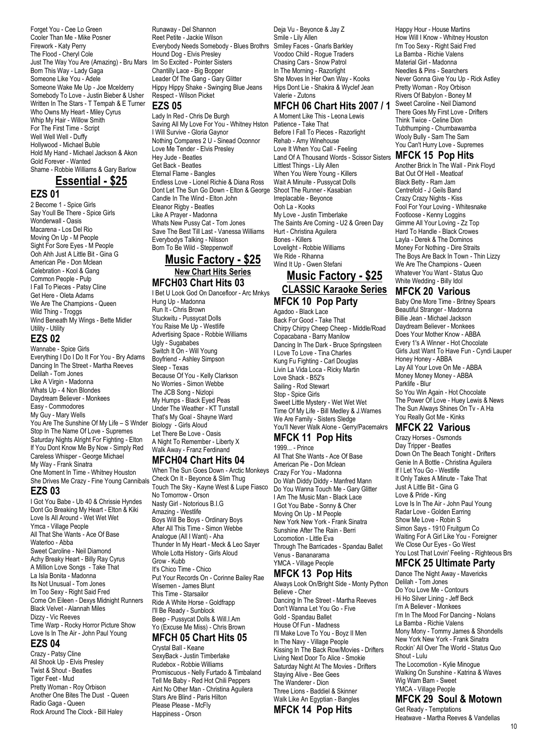Forget You - Cee Lo Green
Cooler Than Me - Mike Posner
Firework - Katy Perry
The Flood - Cheryl Cole
Just The Way You Are (Amazing) - Bru Mars
Born This Way - Lady Gaga
Someone Like You - Adele
Someone Wake Me Up - Joe Mcelderry
Somebody To Love - Justin Bieber & Usher
Written In The Stars - T Tempah & E Turner
Who Owns My Heart - Miley Cyrus
Whip My Hair - Willow Smith
For The First Time - Script
Well Well Well - Duffy
Hollywood - Michael Buble
Hold My Hand - Michael Jackson & Akon
Gold Forever - Wanted
Shame - Robbie Williams & Gary Barlow

# Essential - $25

## EZS 01

2 Become 1 - Spice Girls
Say Youll Be There - Spice Girls
Wonderwall - Oasis
Macarena - Los Del Rio
Moving On Up - M People
Sight For Sore Eyes - M People
Ooh Ahh Just A Little Bit - Gina G
American Pie - Don Mclean
Celebration - Kool & Gang
Common People - Pulp
I Fall To Pieces - Patsy Cline
Get Here - Oleta Adams
We Are The Champions - Queen
Wild Thing - Troggs
Wind Beneath My Wings - Bette Midler
Utility - Utility

## EZS 02

Wannabe - Spice Girls
Everything I Do I Do It For You - Bry Adams
Dancing In The Street - Martha Reeves
Delilah - Tom Jones
Like A Virgin - Madonna
Whats Up - 4 Non Blondes
Daydream Believer - Monkees
Easy - Commodores
My Guy - Mary Wells
You Are The Sunshine Of My Life – S Wnder
Stop In The Name Of Love - Supremes
Saturday Nights Alright For Fighting - Elton
If You Dont Know Me By Now - Simply Red
Careless Whisper - George Michael
My Way - Frank Sinatra
One Moment In Time - Whitney Houston
She Drives Me Crazy - Fine Young Cannibals

## EZS 03

I Got You Babe - Ub 40 & Chrissie Hyndes
Dont Go Breaking My Heart - Elton & Kiki
Love Is All Around - Wet Wet Wet
Ymca - Village People
All That She Wants - Ace Of Base
Waterloo - Abba
Sweet Caroline - Neil Diamond
Achy Breaky Heart - Billy Ray Cyrus
A Million Love Songs - Take That
La Isla Bonita - Madonna
Its Not Unusual - Tom Jones
Im Too Sexy - Right Said Fred
Come On Eileen - Dexys Midnight Runners
Black Velvet - Alannah Miles
Dizzy - Vic Reeves
Time Warp - Rocky Horror Picture Show
Love Is In The Air - John Paul Young

## EZS 04

Crazy - Patsy Cline
All Shook Up - Elvis Presley
Twist & Shout - Beatles
Tiger Feet - Mud
Pretty Woman - Roy Orbison
Another One Bites The Dust - Queen
Radio Gaga - Queen
Rock Around The Clock - Bill Haley
Runaway - Del Shannon
Reet Petite - Jackie Wilson
Everybody Needs Somebody - Blues Brothrs
Hound Dog - Elvis Presley
Im So Excited - Pointer Sisters
Chantilly Lace - Big Bopper
Leader Of The Gang - Gary Glitter
Hippy Hippy Shake - Swinging Blue Jeans
Respect - Wilson Picket

## EZS 05

Lady In Red - Chris De Burgh
Saving All My Love For You - Whitney Hston
I Will Survive - Gloria Gaynor
Nothing Compares 2 U - Sinead Oconnor
Love Me Tender - Elvis Presley
Hey Jude - Beatles
Get Back - Beatles
Eternal Flame - Bangles
Endless Love - Lionel Richie & Diana Ross
Dont Let The Sun Go Down - Elton & George
Candle In The Wind - Elton John
Eleanor Rigby - Beatles
Like A Prayer - Madonna
Whats New Pussy Cat - Tom Jones
Save The Best Till Last - Vanessa Williams
Everybodys Talking - Nilsson
Born To Be Wild - Steppenwolf

# Music Factory - $25

## New Chart Hits Series

## MFCH03 Chart Hits 03

I Bet U Look God On Dancefloor - Arc Mnkys
Hung Up - Madonna
Run It - Chris Brown
Stuckwitu - Pussycat Dolls
You Raise Me Up - Westlife
Advertising Space - Robbie Williams
Ugly - Sugababes
Switch It On - Will Young
Boyfriend - Ashley Simpson
Sleep - Texas
Because Of You - Kelly Clarkson
No Worries - Simon Webbe
The JCB Song - Nizlopi
My Humps - Black Eyed Peas
Under The Weather - KT Tunstall
That's My Goal - Shayne Ward
Biology - Girls Aloud
Let There Be Love - Oasis
A Night To Remember - Liberty X
Walk Away - Franz Ferdinand

## MFCH04 Chart Hits 04

When The Sun Goes Down - Arctic Monkeys
Check On It - Beyonce & Slim Thug
Touch The Sky - Kayne West & Lupe Fiasco
No Tomorrow - Orson
Nasty Girl - Notorious B.I.G
Amazing - Westlife
Boys Will Be Boys - Ordinary Boys
After All This Time - Simon Webbe
Analogue (All I Want) - Aha
Thunder In My Heart - Meck & Leo Sayer
Whole Lotta History - Girls Aloud
Grow - Kubb
It's Chico Time - Chico
Put Your Records On - Corinne Bailey Rae
Wisemen - James Blunt
This Time - Starsailor
Ride A White Horse - Goldfrapp
I'll Be Ready - Sunblock
Beep - Pussycat Dolls & Will.I.Am
Yo (Excuse Me Miss) - Chris Brown

## MFCH 05 Chart Hits 05

Crystal Ball - Keane
SexyBack - Justin Timberlake
Rudebox - Robbie Williams
Promiscuous - Nelly Furtado & Timbaland
Tell Me Baby - Red Hot Chili Peppers
Aint No Other Man - Christina Aguilera
Stars Are Blind - Paris Hilton
Please Please - McFly
Happiness - Orson
Deja Vu - Beyonce & Jay Z
Smile - Lily Allen
Smiley Faces - Gnarls Barkley
Voodoo Child - Rogue Traders
Chasing Cars - Snow Patrol
In The Morning - Razorlight
She Moves In Her Own Way - Kooks
Hips Dont Lie - Shakira & Wyclef Jean
Valerie - Zutons

## MFCH 06 Chart Hits 2007 / 1

A Moment Like This - Leona Lewis
Patience - Take That
Before I Fall To Pieces - Razorlight
Rehab - Amy Winehouse
Love It When You Call - Feeling
Land Of A Thousand Words - Scissor Sisters
Littlest Things - Lily Allen
When You Were Young - Killers
Wait A Minuite - Pussycat Dolls
Shoot The Runner - Kasabian
Irreplacable - Beyonce
Ooh La - Kooks
My Love - Justin Timberlake
The Saints Are Coming - U2 & Green Day
Hurt - Christina Aguilera
Bones - Killers
Lovelight - Robbie Williams
We Ride - Rihanna
Wind It Up - Gwen Stefani

# Music Factory - $25

## CLASSIC Karaoke Series

## MFCK 10 Pop Party

Agadoo - Black Lace
Back For Good - Take That
Chirpy Chirpy Cheep Cheep - Middle/Road
Copacabana - Barry Manilow
Dancing In The Dark - Bruce Springsteen
I Love To Love - Tina Charles
Kung Fu Fighting - Carl Douglas
Livin La Vida Loca - Ricky Martin
Love Shack - B52's
Sailing - Rod Stewart
Stop - Spice Girls
Sweet Little Mystery - Wet Wet Wet
Time Of My Life - Bill Medley & J.Warnes
We Are Family - Sisters Sledge
You'll Never Walk Alone - Gerry/Pacemakrs

## MFCK 11 Pop Hits

1999... - Prince
All That She Wants - Ace Of Base
American Pie - Don Mclean
Crazy For You - Madonna
Do Wah Diddy Diddy - Manfred Mann
Do You Wanna Touch Me - Gary Glitter
I Am The Music Man - Black Lace
I Got You Babe - Sonny & Cher
Moving On Up - M People
New York New York - Frank Sinatra
Sunshine After The Rain - Berri
Locomotion - Little Eva
Through The Barricades - Spandau Ballet
Venus - Bananarama
YMCA - Village People

## MFCK 13 Pop Hits

Always Look On/Bright Side - Monty Python
Believe - Cher
Dancing In The Street - Martha Reeves
Don't Wanna Let You Go - Five
Gold - Spandau Ballet
House Of Fun - Madness
I'll Make Love To You - Boyz II Men
In The Navy - Village People
Kissing In The Back Row/Movies - Drifters
Living Next Door To Alice - Smokie
Saturday Night At The Movies - Drifters
Staying Alive - Bee Gees
The Wanderer - Dion
Three Lions - Baddiel & Skinner
Walk Like An Egyptian - Bangles

## MFCK 14 Pop Hits

Happy Hour - House Martins
How Will I Know - Whitney Houston
I'm Too Sexy - Right Said Fred
La Bamba - Richie Valens
Material Girl - Madonna
Needles & Pins - Searchers
Never Gonna Give You Up - Rick Astley
Pretty Woman - Roy Orbison
Rivers Of Babylon - Boney M
Sweet Caroline - Neil Diamond
There Goes My First Love - Drifters
Think Twice - Celine Dion
Tubthumping - Chumbawamba
Wooly Bully - Sam The Sam
You Can't Hurry Love - Supremes

## MFCK 15 Pop Hits

Another Brick In The Wall - Pink Floyd
Bat Out Of Hell - Meatloaf
Black Betty - Ram Jam
Centrefold - J Geils Band
Crazy Crazy Nights - Kiss
Fool For Your Loving - Whitesnake
Footloose - Kenny Loggins
Gimme All Your Loving - Zz Top
Hard To Handle - Black Crowes
Layla - Derek & The Dominos
Money For Nothing - Dire Straits
The Boys Are Back In Town - Thin Lizzy
We Are The Champions - Queen
Whatever You Want - Status Quo
White Wedding - Billy Idol

## MFCK 20 Various

Baby One More Time - Britney Spears
Beautiful Stranger - Madonna
Billie Jean - Michael Jackson
Daydream Believer - Monkees
Does Your Mother Know - ABBA
Every 1's A Winner - Hot Chocolate
Girls Just Want To Have Fun - Cyndi Lauper
Honey Honey - ABBA
Lay All Your Love On Me - ABBA
Money Money Money - ABBA
Parklife - Blur
So You Win Again - Hot Chocolate
The Power Of Love - Huey Lewis & News
The Sun Always Shines On Tv - A Ha
You Really Got Me - Kinks

## MFCK 22 Various

Crazy Horses - Osmonds
Day Tripper - Beatles
Down On The Beach Tonight - Drifters
Genie In A Bottle - Christina Aguilera
If I Let You Go - Westlife
It Only Takes A Minute - Take That
Just A Little Bit - Gina G
Love & Pride - King
Love Is In The Air - John Paul Young
Radar Love - Golden Earring
Show Me Love - Robin S
Simon Says - 1910 Fruitgum Co
Waiting For A Girl Like You - Foreigner
We Close Our Eyes - Go West
You Lost That Lovin' Feeling - Righteous Brs

## MFCK 25 Ultimate Party

Dance The Night Away - Mavericks
Delilah - Tom Jones
Do You Love Me - Contours
Hi Ho Silver Lining - Jeff Beck
I'm A Believer - Monkees
I'm In The Mood For Dancing - Nolans
La Bamba - Richie Valens
Mony Mony - Tommy James & Shondells
New York New York - Frank Sinatra
Rockin' All Over The World - Status Quo
Shout - Lulu
The Locomotion - Kylie Minogue
Walking On Sunshine - Katrina & Waves
Wig Wam Bam - Sweet
YMCA - Village People

## MFCK 29 Soul & Motown

Get Ready - Temptations
Heatwave - Martha Reeves & Vandellas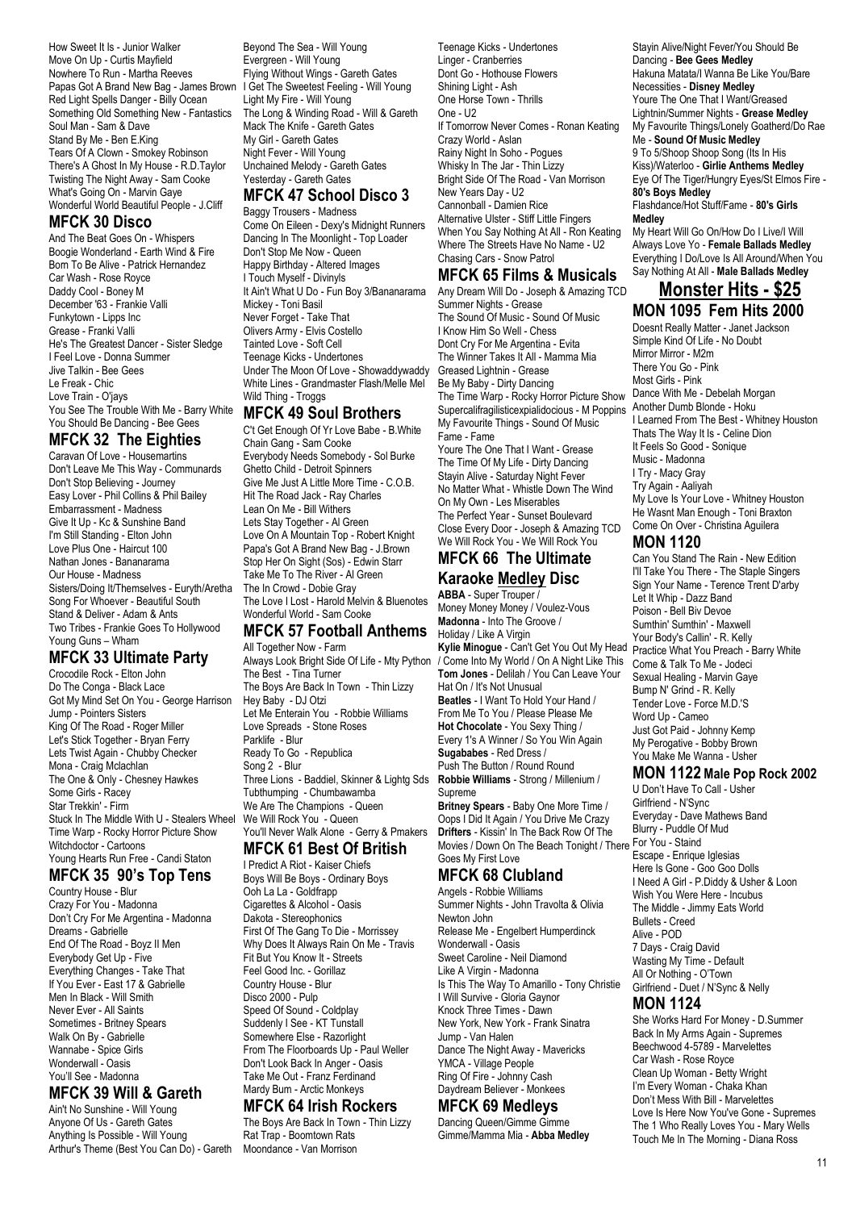How Sweet It Is - Junior Walker
Move On Up - Curtis Mayfield
Nowhere To Run - Martha Reeves
Papas Got A Brand New Bag - James Brown
Red Light Spells Danger - Billy Ocean
Something Old Something New - Fantastics
Soul Man - Sam & Dave
Stand By Me - Ben E.King
Tears Of A Clown - Smokey Robinson
There's A Ghost In My House - R.D.Taylor
Twisting The Night Away - Sam Cooke
What's Going On - Marvin Gaye
Wonderful World Beautiful People - J.Cliff

## MFCK 30 Disco

And The Beat Goes On - Whispers
Boogie Wonderland - Earth Wind & Fire
Born To Be Alive - Patrick Hernandez
Car Wash - Rose Royce
Daddy Cool - Boney M
December '63 - Frankie Valli
Funkytown - Lipps Inc
Grease - Franki Valli
He's The Greatest Dancer - Sister Sledge
I Feel Love - Donna Summer
Jive Talkin - Bee Gees
Le Freak - Chic
Love Train - O'jays
You See The Trouble With Me - Barry White
You Should Be Dancing - Bee Gees

## MFCK 32 The Eighties

Caravan Of Love - Housemartins
Don't Leave Me This Way - Communards
Don't Stop Believing - Journey
Easy Lover - Phil Collins & Phil Bailey
Embarrassment - Madness
Give It Up - Kc & Sunshine Band
I'm Still Standing - Elton John
Love Plus One - Haircut 100
Nathan Jones - Bananarama
Our House - Madness
Sisters/Doing It/Themselves - Euryth/Aretha
Song For Whoever - Beautiful South
Stand & Deliver - Adam & Ants
Two Tribes - Frankie Goes To Hollywood
Young Guns – Wham

## MFCK 33 Ultimate Party

Crocodile Rock - Elton John
Do The Conga - Black Lace
Got My Mind Set On You - George Harrison
Jump - Pointers Sisters
King Of The Road - Roger Miller
Let's Stick Together - Bryan Ferry
Lets Twist Again - Chubby Checker
Mona - Craig Mclachlan
The One & Only - Chesney Hawkes
Some Girls - Racey
Star Trekkin' - Firm
Stuck In The Middle With U - Stealers Wheel
Time Warp - Rocky Horror Picture Show
Witchdoctor - Cartoons
Young Hearts Run Free - Candi Staton

## MFCK 35 90's Top Tens

Country House - Blur
Crazy For You - Madonna
Don't Cry For Me Argentina - Madonna
Dreams - Gabrielle
End Of The Road - Boyz II Men
Everybody Get Up - Five
Everything Changes - Take That
If You Ever - East 17 & Gabrielle
Men In Black - Will Smith
Never Ever - All Saints
Sometimes - Britney Spears
Walk On By - Gabrielle
Wannabe - Spice Girls
Wonderwall - Oasis
You'll See - Madonna

## MFCK 39 Will & Gareth

Ain't No Sunshine - Will Young
Anyone Of Us - Gareth Gates
Anything Is Possible - Will Young
Arthur's Theme (Best You Can Do) - Gareth
Beyond The Sea - Will Young
Evergreen - Will Young
Flying Without Wings - Gareth Gates
I Get The Sweetest Feeling - Will Young
Light My Fire - Will Young
The Long & Winding Road - Will & Gareth
Mack The Knife - Gareth Gates
My Girl - Gareth Gates
Night Fever - Will Young
Unchained Melody - Gareth Gates
Yesterday - Gareth Gates

## MFCK 47 School Disco 3

Baggy Trousers - Madness
Come On Eileen - Dexy's Midnight Runners
Dancing In The Moonlight - Top Loader
Don't Stop Me Now - Queen
Happy Birthday - Altered Images
I Touch Myself - Divinyls
It Ain't What U Do - Fun Boy 3/Bananarama
Mickey - Toni Basil
Never Forget - Take That
Olivers Army - Elvis Costello
Tainted Love - Soft Cell
Teenage Kicks - Undertones
Under The Moon Of Love - Showaddywaddy
White Lines - Grandmaster Flash/Melle Mel
Wild Thing - Troggs

## MFCK 49 Soul Brothers

C't Get Enough Of Yr Love Babe - B.White
Chain Gang - Sam Cooke
Everybody Needs Somebody - Sol Burke
Ghetto Child - Detroit Spinners
Give Me Just A Little More Time - C.O.B.
Hit The Road Jack - Ray Charles
Lean On Me - Bill Withers
Lets Stay Together - Al Green
Love On A Mountain Top - Robert Knight
Papa's Got A Brand New Bag - J.Brown
Stop Her On Sight (Sos) - Edwin Starr
Take Me To The River - Al Green
The In Crowd - Dobie Gray
The Love I Lost - Harold Melvin & Bluenotes
Wonderful World - Sam Cooke

## MFCK 57 Football Anthems

All Together Now - Farm
Always Look Bright Side Of Life - Mty Python
The Best - Tina Turner
The Boys Are Back In Town - Thin Lizzy
Hey Baby - DJ Otzi
Let Me Enterain You - Robbie Williams
Love Spreads - Stone Roses
Parklife - Blur
Ready To Go - Republica
Song 2 - Blur
Three Lions - Baddiel, Skinner & Lightg Sds
Tubthumping - Chumbawamba
We Are The Champions - Queen
We Will Rock You - Queen
You'll Never Walk Alone - Gerry & Pmakers

## MFCK 61 Best Of British

I Predict A Riot - Kaiser Chiefs
Boys Will Be Boys - Ordinary Boys
Ooh La La - Goldfrapp
Cigarettes & Alcohol - Oasis
Dakota - Stereophonics
First Of The Gang To Die - Morrissey
Why Does It Always Rain On Me - Travis
Fit But You Know It - Streets
Feel Good Inc. - Gorillaz
Country House - Blur
Disco 2000 - Pulp
Speed Of Sound - Coldplay
Suddenly I See - KT Tunstall
Somewhere Else - Razorlight
From The Floorboards Up - Paul Weller
Don't Look Back In Anger - Oasis
Take Me Out - Franz Ferdinand
Mardy Bum - Arctic Monkeys

## MFCK 64 Irish Rockers

The Boys Are Back In Town - Thin Lizzy
Rat Trap - Boomtown Rats
Moondance - Van Morrison
Teenage Kicks - Undertones
Linger - Cranberries
Dont Go - Hothouse Flowers
Shining Light - Ash
One Horse Town - Thrills
One - U2
If Tomorrow Never Comes - Ronan Keating
Crazy World - Aslan
Rainy Night In Soho - Pogues
Whisky In The Jar - Thin Lizzy
Bright Side Of The Road - Van Morrison
New Years Day - U2
Cannonball - Damien Rice
Alternative Ulster - Stiff Little Fingers
When You Say Nothing At All - Ron Keating
Where The Streets Have No Name - U2
Chasing Cars - Snow Patrol

## MFCK 65 Films & Musicals

Any Dream Will Do - Joseph & Amazing TCD
Summer Nights - Grease
The Sound Of Music - Sound Of Music
I Know Him So Well - Chess
Dont Cry For Me Argentina - Evita
The Winner Takes It All - Mamma Mia
Greased Lightnin - Grease
Be My Baby - Dirty Dancing
The Time Warp - Rocky Horror Picture Show
Supercalifragilisticexpialidocious - M Poppins
My Favourite Things - Sound Of Music
Fame - Fame
Youre The One That I Want - Grease
The Time Of My Life - Dirty Dancing
Stayin Alive - Saturday Night Fever
No Matter What - Whistle Down The Wind
On My Own - Les Miserables
The Perfect Year - Sunset Boulevard
Close Every Door - Joseph & Amazing TCD
We Will Rock You - We Will Rock You

## MFCK 66 The Ultimate Karaoke Medley Disc

**ABBA** - Super Trouper / Money Money Money / Voulez-Vous
**Madonna** - Into The Groove / Holiday / Like A Virgin
**Kylie Minogue** - Can't Get You Out My Head / Come Into My World / On A Night Like This
**Tom Jones** - Delilah / You Can Leave Your Hat On / It's Not Unusual
**Beatles** - I Want To Hold Your Hand / From Me To You / Please Please Me
**Hot Chocolate** - You Sexy Thing / Every 1's A Winner / So You Win Again
**Sugababes** - Red Dress / Push The Button / Round Round
**Robbie Williams** - Strong / Millenium / Supreme
**Britney Spears** - Baby One More Time / Oops I Did It Again / You Drive Me Crazy
**Drifters** - Kissin' In The Back Row Of The Movies / Down On The Beach Tonight / There Goes My First Love

## MFCK 68 Clubland

Angels - Robbie Williams
Summer Nights - John Travolta & Olivia Newton John
Release Me - Engelbert Humperdinck
Wonderwall - Oasis
Sweet Caroline - Neil Diamond
Like A Virgin - Madonna
Is This The Way To Amarillo - Tony Christie
I Will Survive - Gloria Gaynor
Knock Three Times - Dawn
New York, New York - Frank Sinatra
Jump - Van Halen
Dance The Night Away - Mavericks
YMCA - Village People
Ring Of Fire - Johnny Cash
Daydream Believer - Monkees

## MFCK 69 Medleys

Dancing Queen/Gimme Gimme Gimme/Mamma Mia - **Abba Medley**
Stayin Alive/Night Fever/You Should Be Dancing - **Bee Gees Medley**
Hakuna Matata/I Wanna Be Like You/Bare Necessities - **Disney Medley**
Youre The One That I Want/Greased Lightnin/Summer Nights - **Grease Medley**
My Favourite Things/Lonely Goatherd/Do Rae Me - **Sound Of Music Medley**
9 To 5/Shoop Shoop Song (Its In His Kiss)/Waterloo - **Girlie Anthems Medley**
Eye Of The Tiger/Hungry Eyes/St Elmos Fire - **80's Boys Medley**
Flashdance/Hot Stuff/Fame - **80's Girls Medley**
My Heart Will Go On/How Do I Live/I Will Always Love Yo - **Female Ballads Medley**
Everything I Do/Love Is All Around/When You Say Nothing At All - **Male Ballads Medley**

# Monster Hits - $25

## MON 1095 Fem Hits 2000

Doesnt Really Matter - Janet Jackson
Simple Kind Of Life - No Doubt
Mirror Mirror - M2m
There You Go - Pink
Most Girls - Pink
Dance With Me - Debelah Morgan
Another Dumb Blonde - Hoku
I Learned From The Best - Whitney Houston
Thats The Way It Is - Celine Dion
It Feels So Good - Sonique
Music - Madonna
I Try - Macy Gray
Try Again - Aaliyah
My Love Is Your Love - Whitney Houston
He Wasnt Man Enough - Toni Braxton
Come On Over - Christina Aguilera

## MON 1120

Can You Stand The Rain - New Edition
I'll Take You There - The Staple Singers
Sign Your Name - Terence Trent D'arby
Let It Whip - Dazz Band
Poison - Bell Biv Devoe
Sumthin' Sumthin' - Maxwell
Your Body's Callin' - R. Kelly
Practice What You Preach - Barry White
Come & Talk To Me - Jodeci
Sexual Healing - Marvin Gaye
Bump N' Grind - R. Kelly
Tender Love - Force M.D.'S
Word Up - Cameo
Just Got Paid - Johnny Kemp
My Perogative - Bobby Brown
You Make Me Wanna - Usher

## MON 1122 Male Pop Rock 2002

U Don't Have To Call - Usher
Girlfriend - N'Sync
Everyday - Dave Mathews Band
Blurry - Puddle Of Mud
For You - Staind
Escape - Enrique Iglesias
Here Is Gone - Goo Goo Dolls
I Need A Girl - P.Diddy & Usher & Loon
Wish You Were Here - Incubus
The Middle - Jimmy Eats World
Bullets - Creed
Alive - POD
7 Days - Craig David
Wasting My Time - Default
All Or Nothing - O'Town
Girlfriend - Duet / N'Sync & Nelly

## MON 1124

She Works Hard For Money - D.Summer
Back In My Arms Again - Supremes
Beechwood 4-5789 - Marvelettes
Car Wash - Rose Royce
Clean Up Woman - Betty Wright
I'm Every Woman - Chaka Khan
Don't Mess With Bill - Marvelettes
Love Is Here Now You've Gone - Supremes
The 1 Who Really Loves You - Mary Wells
Touch Me In The Morning - Diana Ross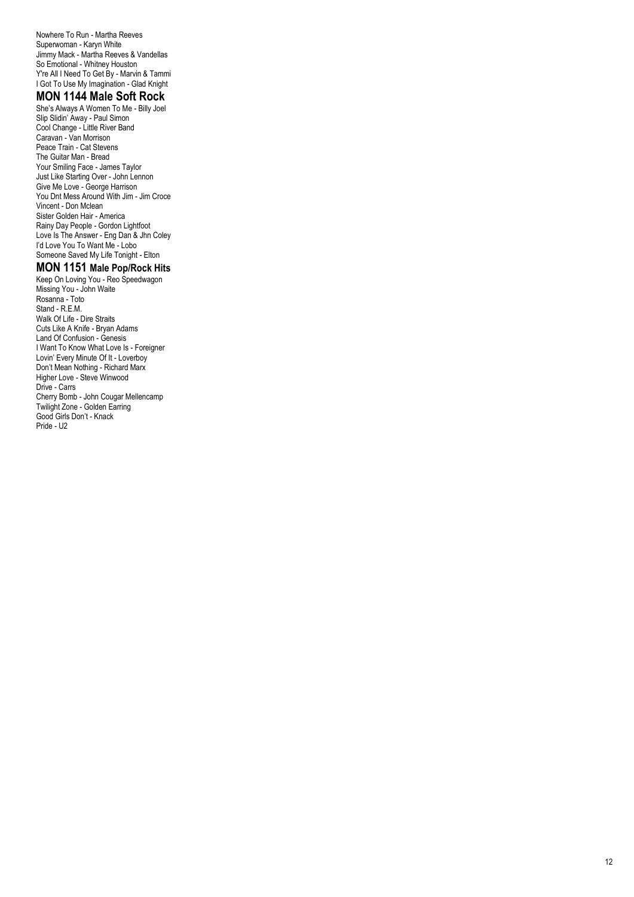Nowhere To Run - Martha Reeves
Superwoman - Karyn White
Jimmy Mack - Martha Reeves & Vandellas
So Emotional - Whitney Houston
Y're All I Need To Get By - Marvin & Tammi
I Got To Use My Imagination - Glad Knight

## MON 1144 Male Soft Rock

She's Always A Women To Me - Billy Joel
Slip Slidin' Away - Paul Simon
Cool Change - Little River Band
Caravan - Van Morrison
Peace Train - Cat Stevens
The Guitar Man - Bread
Your Smiling Face - James Taylor
Just Like Starting Over - John Lennon
Give Me Love - George Harrison
You Dnt Mess Around With Jim - Jim Croce
Vincent - Don Mclean
Sister Golden Hair - America
Rainy Day People - Gordon Lightfoot
Love Is The Answer - Eng Dan & Jhn Coley
I'd Love You To Want Me - Lobo
Someone Saved My Life Tonight - Elton

## MON 1151 Male Pop/Rock Hits

Keep On Loving You - Reo Speedwagon
Missing You - John Waite
Rosanna - Toto
Stand - R.E.M.
Walk Of Life - Dire Straits
Cuts Like A Knife - Bryan Adams
Land Of Confusion - Genesis
I Want To Know What Love Is - Foreigner
Lovin' Every Minute Of It - Loverboy
Don't Mean Nothing - Richard Marx
Higher Love - Steve Winwood
Drive - Carrs
Cherry Bomb - John Cougar Mellencamp
Twilight Zone - Golden Earring
Good Girls Don't - Knack
Pride - U2